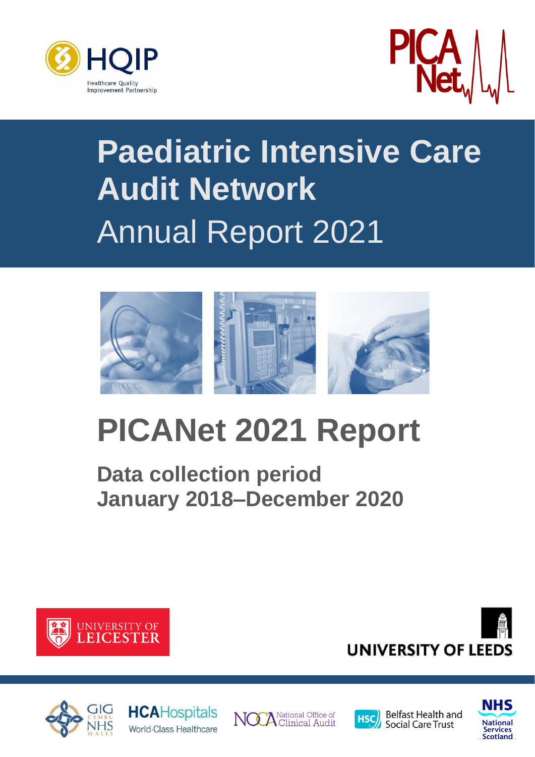# Paediatric Intensive Care Audit Network

Annual Report 2021

# PICANet 2021 Report

## Data collection period January 2018–December 2020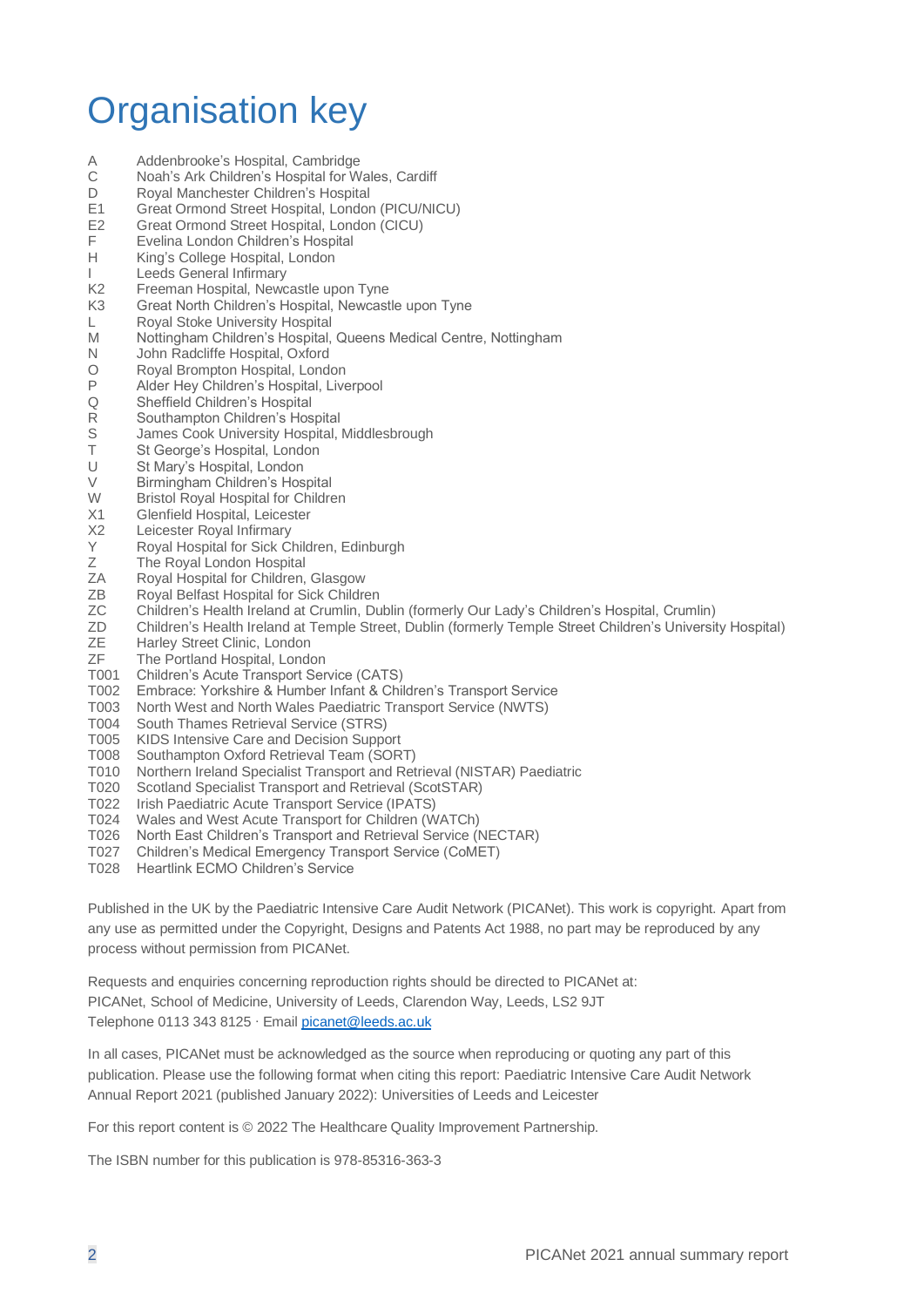# Organisation key

| | |
|---|---|
| A | Addenbrooke's Hospital, Cambridge |
| C | Noah's Ark Children's Hospital for Wales, Cardiff |
| D | Royal Manchester Children's Hospital |
| E1 | Great Ormond Street Hospital, London (PICU/NICU) |
| E2 | Great Ormond Street Hospital, London (CICU) |
| F | Evelina London Children's Hospital |
| H | King's College Hospital, London |
| I | Leeds General Infirmary |
| K2 | Freeman Hospital, Newcastle upon Tyne |
| K3 | Great North Children's Hospital, Newcastle upon Tyne |
| L | Royal Stoke University Hospital |
| M | Nottingham Children's Hospital, Queens Medical Centre, Nottingham |
| N | John Radcliffe Hospital, Oxford |
| O | Royal Brompton Hospital, London |
| P | Alder Hey Children's Hospital, Liverpool |
| Q | Sheffield Children's Hospital |
| R | Southampton Children's Hospital |
| S | James Cook University Hospital, Middlesbrough |
| T | St George's Hospital, London |
| U | St Mary's Hospital, London |
| V | Birmingham Children's Hospital |
| W | Bristol Royal Hospital for Children |
| X1 | Glenfield Hospital, Leicester |
| X2 | Leicester Royal Infirmary |
| Y | Royal Hospital for Sick Children, Edinburgh |
| Z | The Royal London Hospital |
| ZA | Royal Hospital for Children, Glasgow |
| ZB | Royal Belfast Hospital for Sick Children |
| ZC | Children's Health Ireland at Crumlin, Dublin (formerly Our Lady's Children's Hospital, Crumlin) |
| ZD | Children's Health Ireland at Temple Street, Dublin (formerly Temple Street Children's University Hospital) |
| ZE | Harley Street Clinic, London |
| ZF | The Portland Hospital, London |
| T001 | Children's Acute Transport Service (CATS) |
| T002 | Embrace: Yorkshire & Humber Infant & Children's Transport Service |
| T003 | North West and North Wales Paediatric Transport Service (NWTS) |
| T004 | South Thames Retrieval Service (STRS) |
| T005 | KIDS Intensive Care and Decision Support |
| T008 | Southampton Oxford Retrieval Team (SORT) |
| T010 | Northern Ireland Specialist Transport and Retrieval (NISTAR) Paediatric |
| T020 | Scotland Specialist Transport and Retrieval (ScotSTAR) |
| T022 | Irish Paediatric Acute Transport Service (IPATS) |
| T024 | Wales and West Acute Transport for Children (WATCh) |
| T026 | North East Children's Transport and Retrieval Service (NECTAR) |
| T027 | Children's Medical Emergency Transport Service (CoMET) |
| T028 | Heartlink ECMO Children's Service |

Published in the UK by the Paediatric Intensive Care Audit Network (PICANet). This work is copyright. Apart from any use as permitted under the Copyright, Designs and Patents Act 1988, no part may be reproduced by any process without permission from PICANet.

Requests and enquiries concerning reproduction rights should be directed to PICANet at:
PICANet, School of Medicine, University of Leeds, Clarendon Way, Leeds, LS2 9JT
Telephone 0113 343 8125 · Email picanet@leeds.ac.uk

In all cases, PICANet must be acknowledged as the source when reproducing or quoting any part of this publication. Please use the following format when citing this report: Paediatric Intensive Care Audit Network Annual Report 2021 (published January 2022): Universities of Leeds and Leicester

For this report content is © 2022 The Healthcare Quality Improvement Partnership.

The ISBN number for this publication is 978-85316-363-3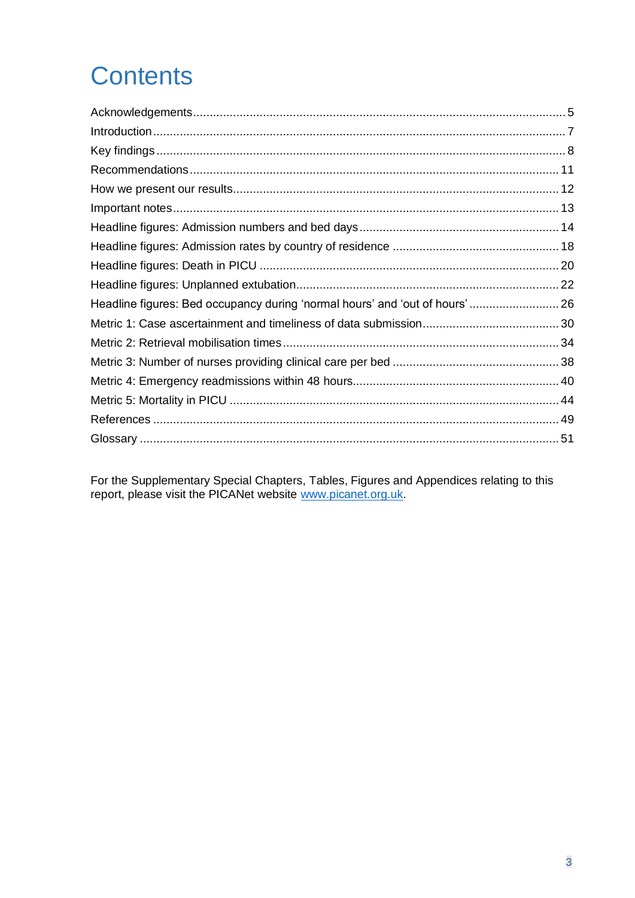# Contents

Acknowledgements ... 5
Introduction ... 7
Key findings ... 8
Recommendations ... 11
How we present our results ... 12
Important notes ... 13
Headline figures: Admission numbers and bed days ... 14
Headline figures: Admission rates by country of residence ... 18
Headline figures: Death in PICU ... 20
Headline figures: Unplanned extubation ... 22
Headline figures: Bed occupancy during 'normal hours' and 'out of hours' ... 26
Metric 1: Case ascertainment and timeliness of data submission ... 30
Metric 2: Retrieval mobilisation times ... 34
Metric 3: Number of nurses providing clinical care per bed ... 38
Metric 4: Emergency readmissions within 48 hours ... 40
Metric 5: Mortality in PICU ... 44
References ... 49
Glossary ... 51

For the Supplementary Special Chapters, Tables, Figures and Appendices relating to this report, please visit the PICANet website [www.picanet.org.uk](www.picanet.org.uk).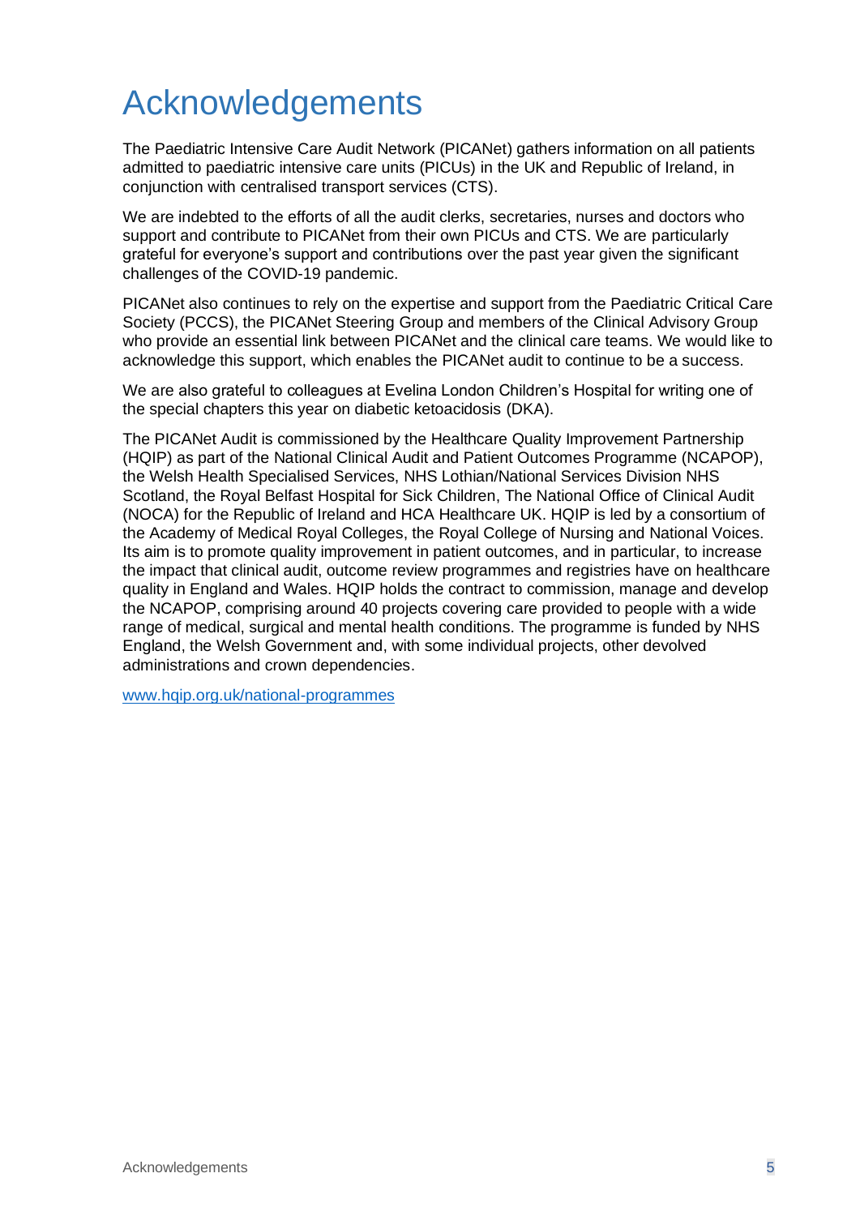# Acknowledgements

The Paediatric Intensive Care Audit Network (PICANet) gathers information on all patients admitted to paediatric intensive care units (PICUs) in the UK and Republic of Ireland, in conjunction with centralised transport services (CTS).

We are indebted to the efforts of all the audit clerks, secretaries, nurses and doctors who support and contribute to PICANet from their own PICUs and CTS. We are particularly grateful for everyone's support and contributions over the past year given the significant challenges of the COVID-19 pandemic.

PICANet also continues to rely on the expertise and support from the Paediatric Critical Care Society (PCCS), the PICANet Steering Group and members of the Clinical Advisory Group who provide an essential link between PICANet and the clinical care teams. We would like to acknowledge this support, which enables the PICANet audit to continue to be a success.

We are also grateful to colleagues at Evelina London Children's Hospital for writing one of the special chapters this year on diabetic ketoacidosis (DKA).

The PICANet Audit is commissioned by the Healthcare Quality Improvement Partnership (HQIP) as part of the National Clinical Audit and Patient Outcomes Programme (NCAPOP), the Welsh Health Specialised Services, NHS Lothian/National Services Division NHS Scotland, the Royal Belfast Hospital for Sick Children, The National Office of Clinical Audit (NOCA) for the Republic of Ireland and HCA Healthcare UK. HQIP is led by a consortium of the Academy of Medical Royal Colleges, the Royal College of Nursing and National Voices. Its aim is to promote quality improvement in patient outcomes, and in particular, to increase the impact that clinical audit, outcome review programmes and registries have on healthcare quality in England and Wales. HQIP holds the contract to commission, manage and develop the NCAPOP, comprising around 40 projects covering care provided to people with a wide range of medical, surgical and mental health conditions. The programme is funded by NHS England, the Welsh Government and, with some individual projects, other devolved administrations and crown dependencies.

[www.hqip.org.uk/national-programmes](www.hqip.org.uk/national-programmes)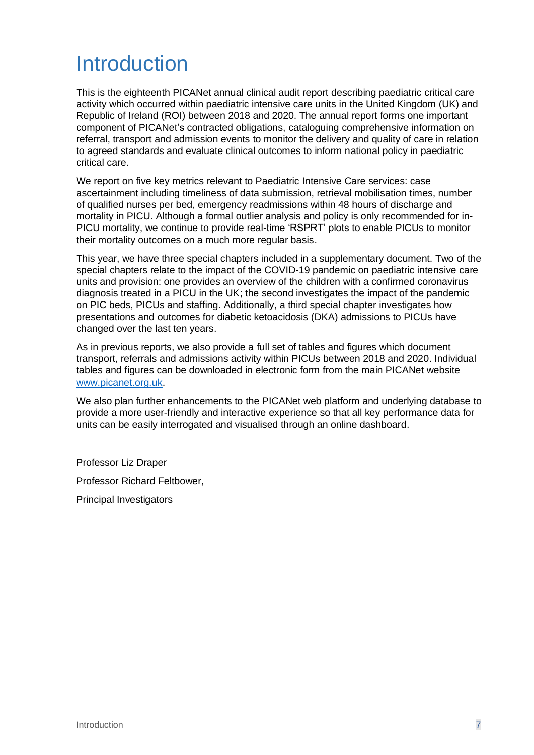# Introduction

This is the eighteenth PICANet annual clinical audit report describing paediatric critical care activity which occurred within paediatric intensive care units in the United Kingdom (UK) and Republic of Ireland (ROI) between 2018 and 2020. The annual report forms one important component of PICANet's contracted obligations, cataloguing comprehensive information on referral, transport and admission events to monitor the delivery and quality of care in relation to agreed standards and evaluate clinical outcomes to inform national policy in paediatric critical care.

We report on five key metrics relevant to Paediatric Intensive Care services: case ascertainment including timeliness of data submission, retrieval mobilisation times, number of qualified nurses per bed, emergency readmissions within 48 hours of discharge and mortality in PICU. Although a formal outlier analysis and policy is only recommended for in-PICU mortality, we continue to provide real-time 'RSPRT' plots to enable PICUs to monitor their mortality outcomes on a much more regular basis.

This year, we have three special chapters included in a supplementary document. Two of the special chapters relate to the impact of the COVID-19 pandemic on paediatric intensive care units and provision: one provides an overview of the children with a confirmed coronavirus diagnosis treated in a PICU in the UK; the second investigates the impact of the pandemic on PIC beds, PICUs and staffing. Additionally, a third special chapter investigates how presentations and outcomes for diabetic ketoacidosis (DKA) admissions to PICUs have changed over the last ten years.

As in previous reports, we also provide a full set of tables and figures which document transport, referrals and admissions activity within PICUs between 2018 and 2020. Individual tables and figures can be downloaded in electronic form from the main PICANet website www.picanet.org.uk.

We also plan further enhancements to the PICANet web platform and underlying database to provide a more user-friendly and interactive experience so that all key performance data for units can be easily interrogated and visualised through an online dashboard.

Professor Liz Draper

Professor Richard Feltbower,

Principal Investigators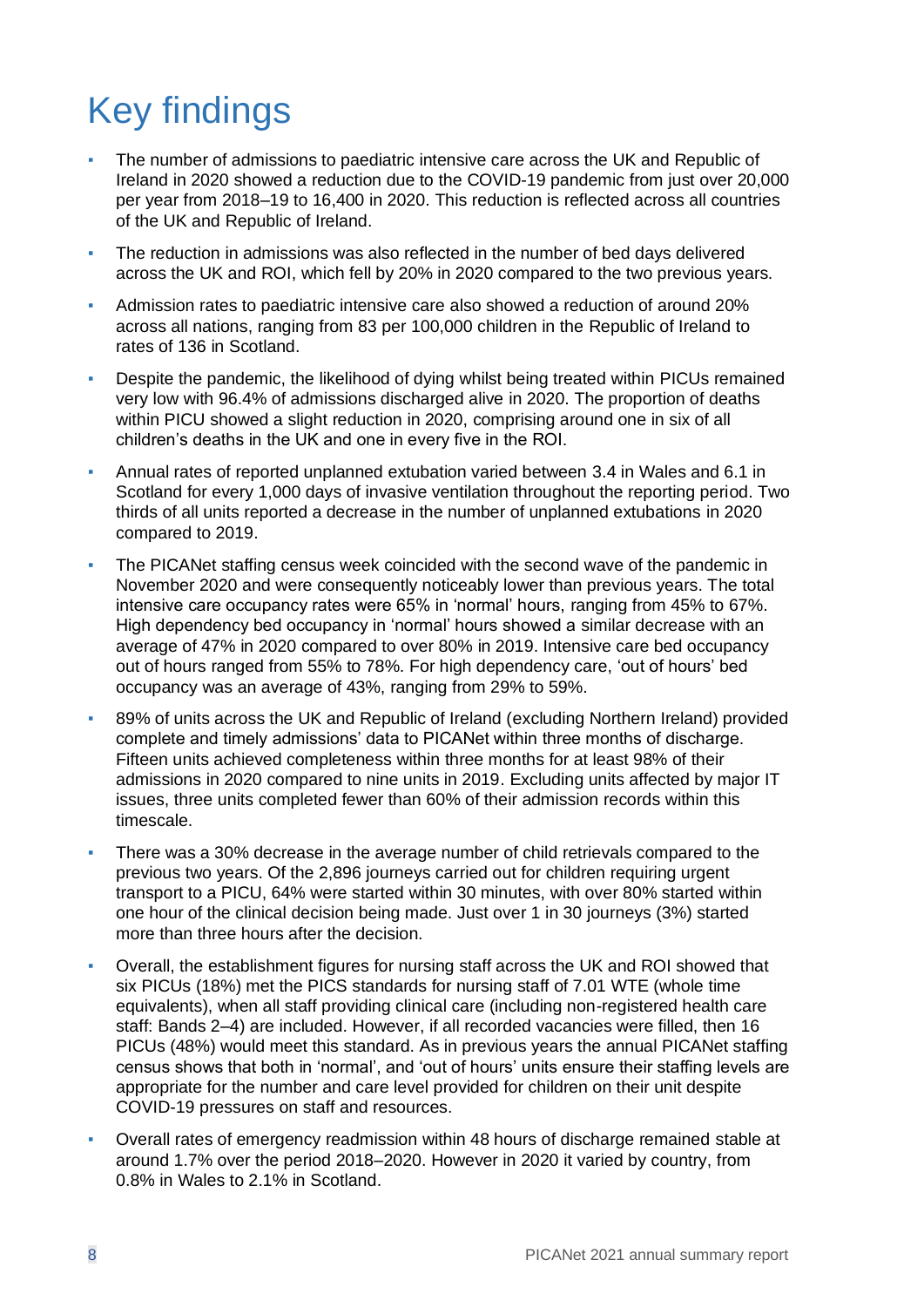# Key findings

- The number of admissions to paediatric intensive care across the UK and Republic of Ireland in 2020 showed a reduction due to the COVID-19 pandemic from just over 20,000 per year from 2018–19 to 16,400 in 2020. This reduction is reflected across all countries of the UK and Republic of Ireland.
- The reduction in admissions was also reflected in the number of bed days delivered across the UK and ROI, which fell by 20% in 2020 compared to the two previous years.
- Admission rates to paediatric intensive care also showed a reduction of around 20% across all nations, ranging from 83 per 100,000 children in the Republic of Ireland to rates of 136 in Scotland.
- Despite the pandemic, the likelihood of dying whilst being treated within PICUs remained very low with 96.4% of admissions discharged alive in 2020. The proportion of deaths within PICU showed a slight reduction in 2020, comprising around one in six of all children's deaths in the UK and one in every five in the ROI.
- Annual rates of reported unplanned extubation varied between 3.4 in Wales and 6.1 in Scotland for every 1,000 days of invasive ventilation throughout the reporting period. Two thirds of all units reported a decrease in the number of unplanned extubations in 2020 compared to 2019.
- The PICANet staffing census week coincided with the second wave of the pandemic in November 2020 and were consequently noticeably lower than previous years. The total intensive care occupancy rates were 65% in 'normal' hours, ranging from 45% to 67%. High dependency bed occupancy in 'normal' hours showed a similar decrease with an average of 47% in 2020 compared to over 80% in 2019. Intensive care bed occupancy out of hours ranged from 55% to 78%. For high dependency care, 'out of hours' bed occupancy was an average of 43%, ranging from 29% to 59%.
- 89% of units across the UK and Republic of Ireland (excluding Northern Ireland) provided complete and timely admissions' data to PICANet within three months of discharge. Fifteen units achieved completeness within three months for at least 98% of their admissions in 2020 compared to nine units in 2019. Excluding units affected by major IT issues, three units completed fewer than 60% of their admission records within this timescale.
- There was a 30% decrease in the average number of child retrievals compared to the previous two years. Of the 2,896 journeys carried out for children requiring urgent transport to a PICU, 64% were started within 30 minutes, with over 80% started within one hour of the clinical decision being made. Just over 1 in 30 journeys (3%) started more than three hours after the decision.
- Overall, the establishment figures for nursing staff across the UK and ROI showed that six PICUs (18%) met the PICS standards for nursing staff of 7.01 WTE (whole time equivalents), when all staff providing clinical care (including non-registered health care staff: Bands 2–4) are included. However, if all recorded vacancies were filled, then 16 PICUs (48%) would meet this standard. As in previous years the annual PICANet staffing census shows that both in 'normal', and 'out of hours' units ensure their staffing levels are appropriate for the number and care level provided for children on their unit despite COVID-19 pressures on staff and resources.
- Overall rates of emergency readmission within 48 hours of discharge remained stable at around 1.7% over the period 2018–2020. However in 2020 it varied by country, from 0.8% in Wales to 2.1% in Scotland.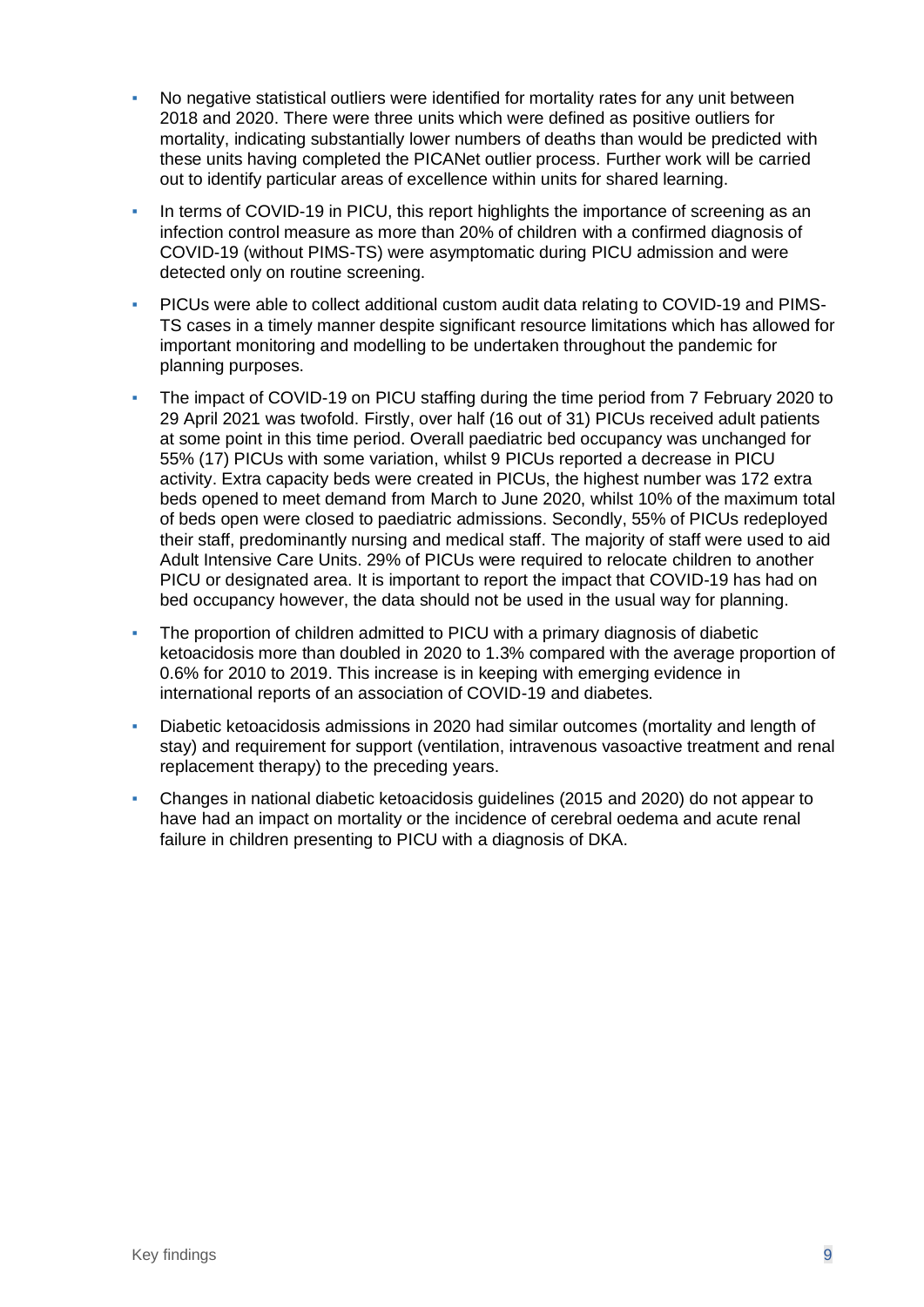- No negative statistical outliers were identified for mortality rates for any unit between 2018 and 2020. There were three units which were defined as positive outliers for mortality, indicating substantially lower numbers of deaths than would be predicted with these units having completed the PICANet outlier process. Further work will be carried out to identify particular areas of excellence within units for shared learning.
- In terms of COVID-19 in PICU, this report highlights the importance of screening as an infection control measure as more than 20% of children with a confirmed diagnosis of COVID-19 (without PIMS-TS) were asymptomatic during PICU admission and were detected only on routine screening.
- PICUs were able to collect additional custom audit data relating to COVID-19 and PIMS-TS cases in a timely manner despite significant resource limitations which has allowed for important monitoring and modelling to be undertaken throughout the pandemic for planning purposes.
- The impact of COVID-19 on PICU staffing during the time period from 7 February 2020 to 29 April 2021 was twofold. Firstly, over half (16 out of 31) PICUs received adult patients at some point in this time period. Overall paediatric bed occupancy was unchanged for 55% (17) PICUs with some variation, whilst 9 PICUs reported a decrease in PICU activity. Extra capacity beds were created in PICUs, the highest number was 172 extra beds opened to meet demand from March to June 2020, whilst 10% of the maximum total of beds open were closed to paediatric admissions. Secondly, 55% of PICUs redeployed their staff, predominantly nursing and medical staff. The majority of staff were used to aid Adult Intensive Care Units. 29% of PICUs were required to relocate children to another PICU or designated area. It is important to report the impact that COVID-19 has had on bed occupancy however, the data should not be used in the usual way for planning.
- The proportion of children admitted to PICU with a primary diagnosis of diabetic ketoacidosis more than doubled in 2020 to 1.3% compared with the average proportion of 0.6% for 2010 to 2019. This increase is in keeping with emerging evidence in international reports of an association of COVID-19 and diabetes.
- Diabetic ketoacidosis admissions in 2020 had similar outcomes (mortality and length of stay) and requirement for support (ventilation, intravenous vasoactive treatment and renal replacement therapy) to the preceding years.
- Changes in national diabetic ketoacidosis guidelines (2015 and 2020) do not appear to have had an impact on mortality or the incidence of cerebral oedema and acute renal failure in children presenting to PICU with a diagnosis of DKA.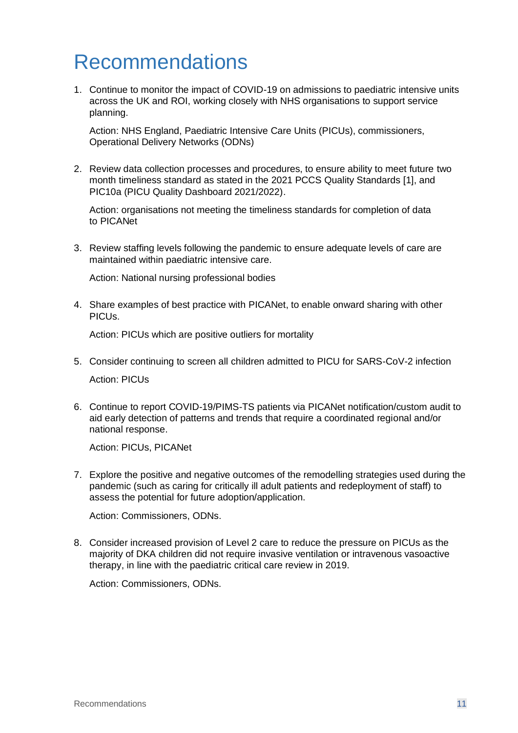# Recommendations

1. Continue to monitor the impact of COVID-19 on admissions to paediatric intensive units across the UK and ROI, working closely with NHS organisations to support service planning.

   Action: NHS England, Paediatric Intensive Care Units (PICUs), commissioners, Operational Delivery Networks (ODNs)

2. Review data collection processes and procedures, to ensure ability to meet future two month timeliness standard as stated in the 2021 PCCS Quality Standards [1], and PIC10a (PICU Quality Dashboard 2021/2022).

   Action: organisations not meeting the timeliness standards for completion of data to PICANet

3. Review staffing levels following the pandemic to ensure adequate levels of care are maintained within paediatric intensive care.

   Action: National nursing professional bodies

4. Share examples of best practice with PICANet, to enable onward sharing with other PICUs.

   Action: PICUs which are positive outliers for mortality

5. Consider continuing to screen all children admitted to PICU for SARS-CoV-2 infection

   Action: PICUs

6. Continue to report COVID-19/PIMS-TS patients via PICANet notification/custom audit to aid early detection of patterns and trends that require a coordinated regional and/or national response.

   Action: PICUs, PICANet

7. Explore the positive and negative outcomes of the remodelling strategies used during the pandemic (such as caring for critically ill adult patients and redeployment of staff) to assess the potential for future adoption/application.

   Action: Commissioners, ODNs.

8. Consider increased provision of Level 2 care to reduce the pressure on PICUs as the majority of DKA children did not require invasive ventilation or intravenous vasoactive therapy, in line with the paediatric critical care review in 2019.

   Action: Commissioners, ODNs.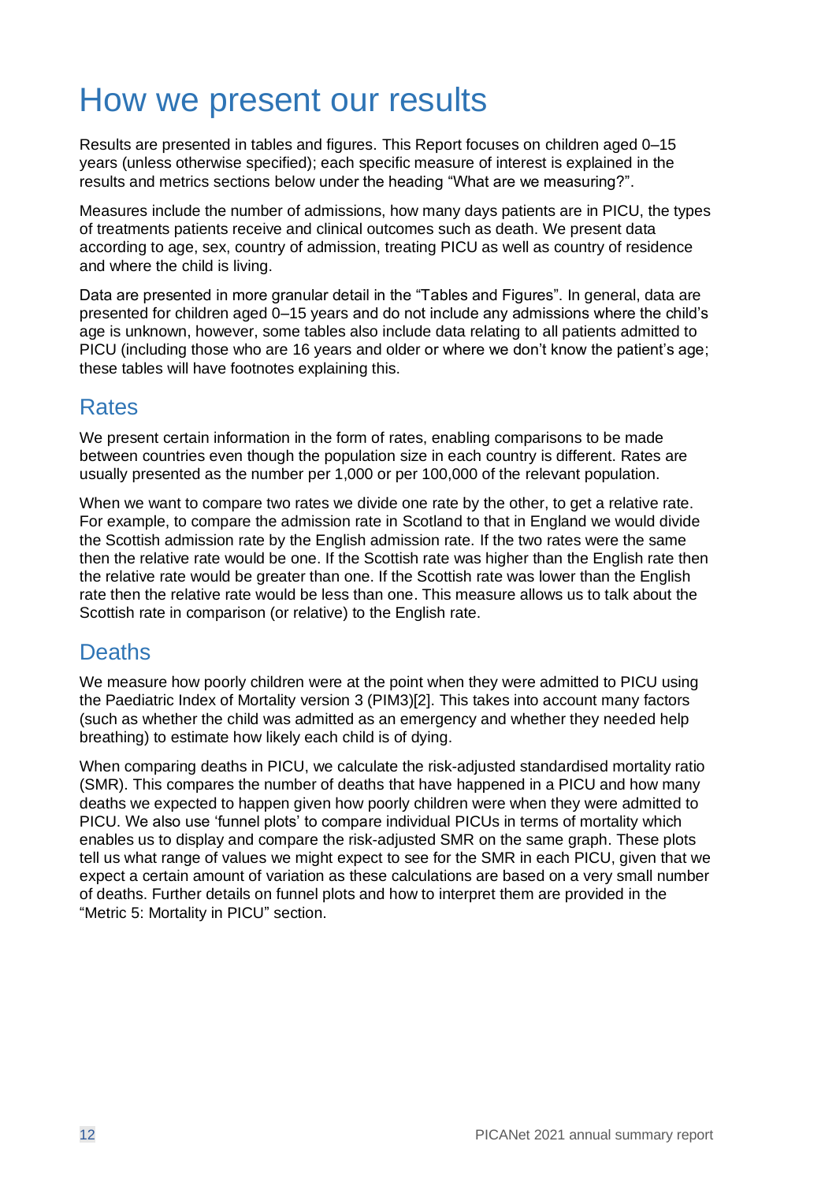# How we present our results

Results are presented in tables and figures. This Report focuses on children aged 0–15 years (unless otherwise specified); each specific measure of interest is explained in the results and metrics sections below under the heading "What are we measuring?".

Measures include the number of admissions, how many days patients are in PICU, the types of treatments patients receive and clinical outcomes such as death. We present data according to age, sex, country of admission, treating PICU as well as country of residence and where the child is living.

Data are presented in more granular detail in the "Tables and Figures". In general, data are presented for children aged 0–15 years and do not include any admissions where the child's age is unknown, however, some tables also include data relating to all patients admitted to PICU (including those who are 16 years and older or where we don't know the patient's age; these tables will have footnotes explaining this.

## Rates

We present certain information in the form of rates, enabling comparisons to be made between countries even though the population size in each country is different. Rates are usually presented as the number per 1,000 or per 100,000 of the relevant population.

When we want to compare two rates we divide one rate by the other, to get a relative rate. For example, to compare the admission rate in Scotland to that in England we would divide the Scottish admission rate by the English admission rate. If the two rates were the same then the relative rate would be one. If the Scottish rate was higher than the English rate then the relative rate would be greater than one. If the Scottish rate was lower than the English rate then the relative rate would be less than one. This measure allows us to talk about the Scottish rate in comparison (or relative) to the English rate.

## Deaths

We measure how poorly children were at the point when they were admitted to PICU using the Paediatric Index of Mortality version 3 (PIM3)[2]. This takes into account many factors (such as whether the child was admitted as an emergency and whether they needed help breathing) to estimate how likely each child is of dying.

When comparing deaths in PICU, we calculate the risk-adjusted standardised mortality ratio (SMR). This compares the number of deaths that have happened in a PICU and how many deaths we expected to happen given how poorly children were when they were admitted to PICU. We also use 'funnel plots' to compare individual PICUs in terms of mortality which enables us to display and compare the risk-adjusted SMR on the same graph. These plots tell us what range of values we might expect to see for the SMR in each PICU, given that we expect a certain amount of variation as these calculations are based on a very small number of deaths. Further details on funnel plots and how to interpret them are provided in the "Metric 5: Mortality in PICU" section.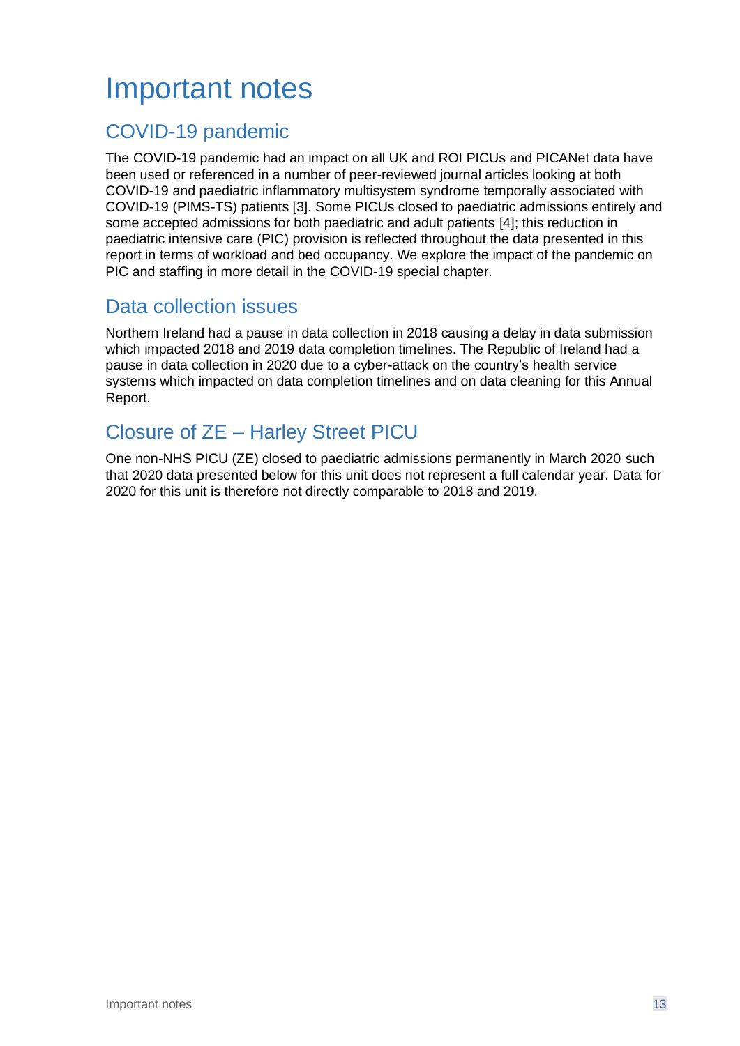# Important notes

## COVID-19 pandemic

The COVID-19 pandemic had an impact on all UK and ROI PICUs and PICANet data have been used or referenced in a number of peer-reviewed journal articles looking at both COVID-19 and paediatric inflammatory multisystem syndrome temporally associated with COVID-19 (PIMS-TS) patients [3]. Some PICUs closed to paediatric admissions entirely and some accepted admissions for both paediatric and adult patients [4]; this reduction in paediatric intensive care (PIC) provision is reflected throughout the data presented in this report in terms of workload and bed occupancy. We explore the impact of the pandemic on PIC and staffing in more detail in the COVID-19 special chapter.

## Data collection issues

Northern Ireland had a pause in data collection in 2018 causing a delay in data submission which impacted 2018 and 2019 data completion timelines. The Republic of Ireland had a pause in data collection in 2020 due to a cyber-attack on the country's health service systems which impacted on data completion timelines and on data cleaning for this Annual Report.

## Closure of ZE – Harley Street PICU

One non-NHS PICU (ZE) closed to paediatric admissions permanently in March 2020 such that 2020 data presented below for this unit does not represent a full calendar year. Data for 2020 for this unit is therefore not directly comparable to 2018 and 2019.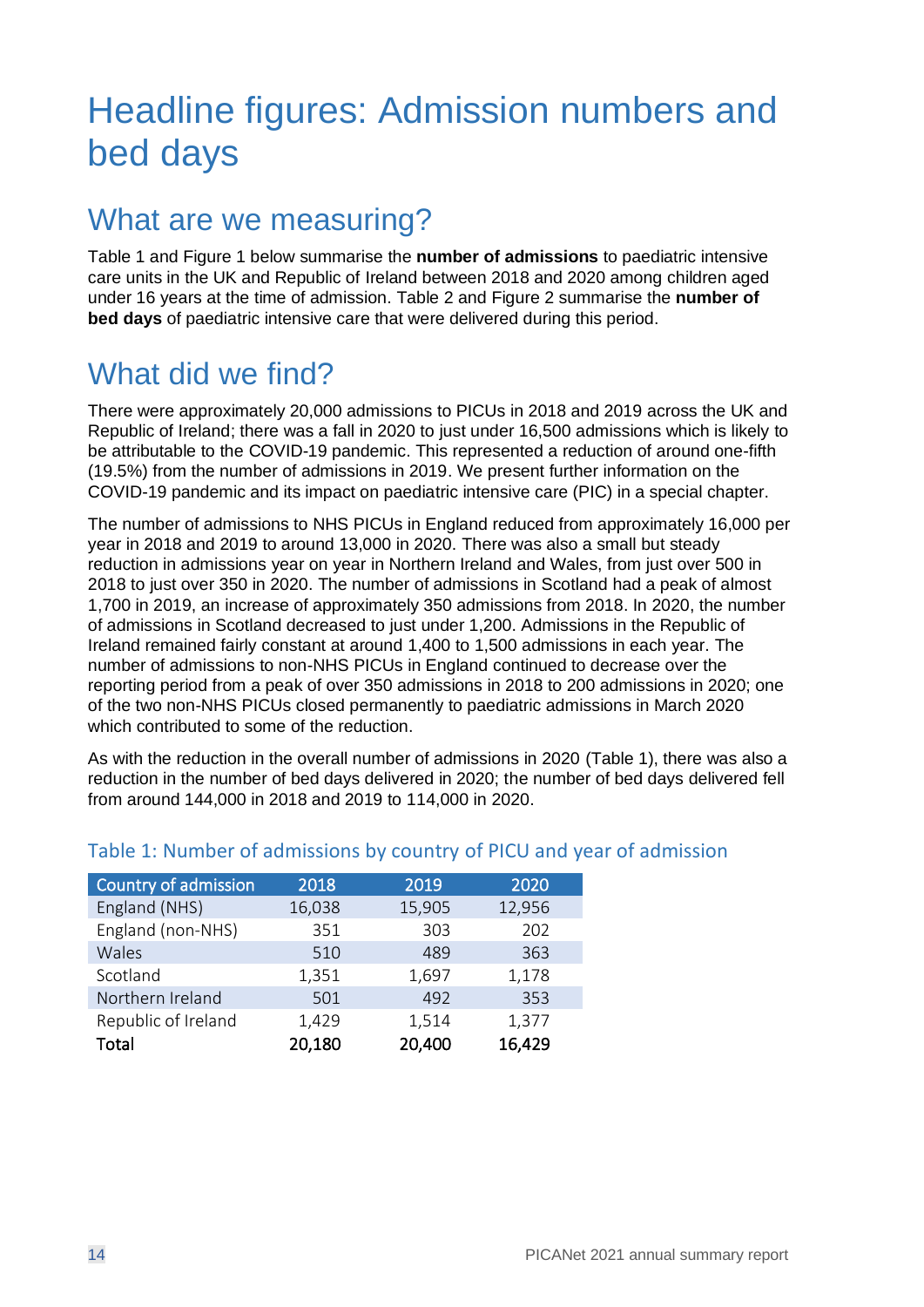# Headline figures: Admission numbers and bed days

## What are we measuring?

Table 1 and Figure 1 below summarise the **number of admissions** to paediatric intensive care units in the UK and Republic of Ireland between 2018 and 2020 among children aged under 16 years at the time of admission. Table 2 and Figure 2 summarise the **number of bed days** of paediatric intensive care that were delivered during this period.

## What did we find?

There were approximately 20,000 admissions to PICUs in 2018 and 2019 across the UK and Republic of Ireland; there was a fall in 2020 to just under 16,500 admissions which is likely to be attributable to the COVID-19 pandemic. This represented a reduction of around one-fifth (19.5%) from the number of admissions in 2019. We present further information on the COVID-19 pandemic and its impact on paediatric intensive care (PIC) in a special chapter.

The number of admissions to NHS PICUs in England reduced from approximately 16,000 per year in 2018 and 2019 to around 13,000 in 2020. There was also a small but steady reduction in admissions year on year in Northern Ireland and Wales, from just over 500 in 2018 to just over 350 in 2020. The number of admissions in Scotland had a peak of almost 1,700 in 2019, an increase of approximately 350 admissions from 2018. In 2020, the number of admissions in Scotland decreased to just under 1,200. Admissions in the Republic of Ireland remained fairly constant at around 1,400 to 1,500 admissions in each year. The number of admissions to non-NHS PICUs in England continued to decrease over the reporting period from a peak of over 350 admissions in 2018 to 200 admissions in 2020; one of the two non-NHS PICUs closed permanently to paediatric admissions in March 2020 which contributed to some of the reduction.

As with the reduction in the overall number of admissions in 2020 (Table 1), there was also a reduction in the number of bed days delivered in 2020; the number of bed days delivered fell from around 144,000 in 2018 and 2019 to 114,000 in 2020.

### Table 1: Number of admissions by country of PICU and year of admission

| Country of admission | 2018 | 2019 | 2020 |
|---|---|---|---|
| England (NHS) | 16,038 | 15,905 | 12,956 |
| England (non-NHS) | 351 | 303 | 202 |
| Wales | 510 | 489 | 363 |
| Scotland | 1,351 | 1,697 | 1,178 |
| Northern Ireland | 501 | 492 | 353 |
| Republic of Ireland | 1,429 | 1,514 | 1,377 |
| **Total** | **20,180** | **20,400** | **16,429** |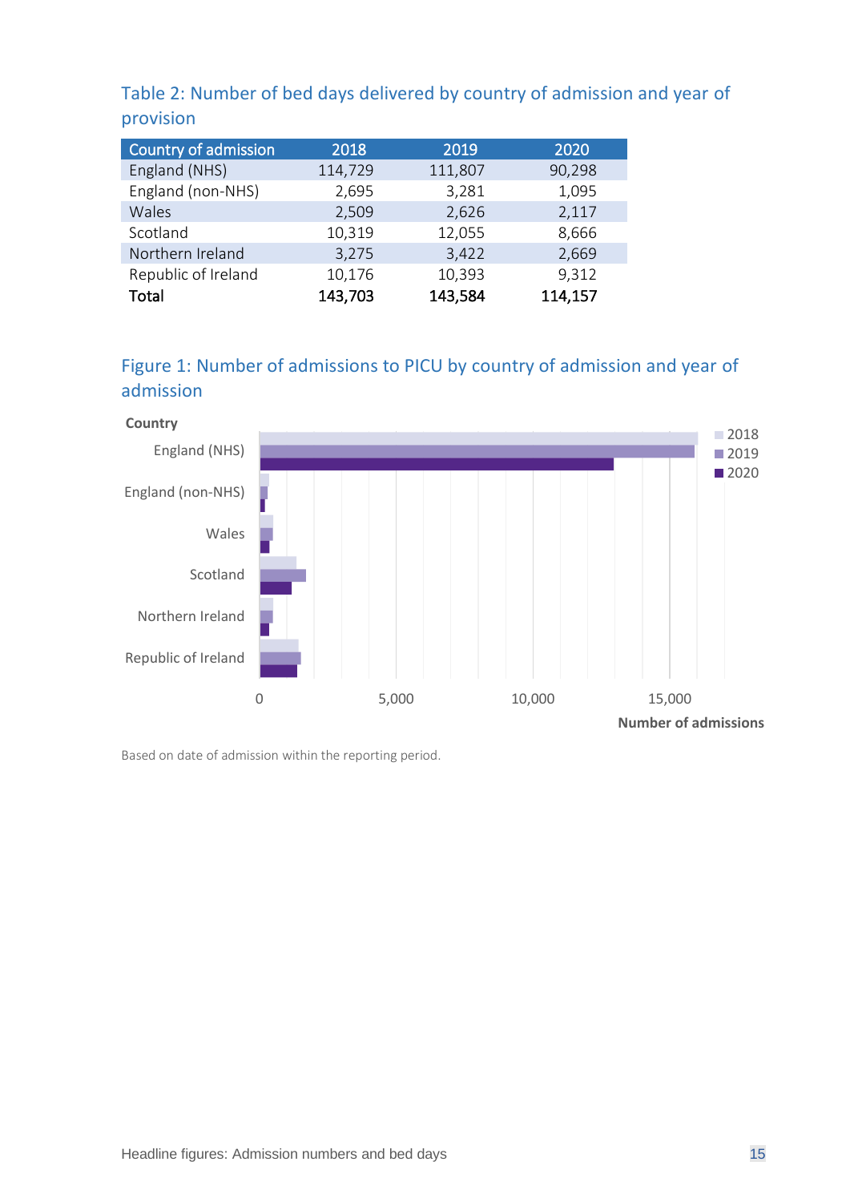### Table 2: Number of bed days delivered by country of admission and year of provision

| Country of admission | 2018 | 2019 | 2020 |
|---|---|---|---|
| England (NHS) | 114,729 | 111,807 | 90,298 |
| England (non-NHS) | 2,695 | 3,281 | 1,095 |
| Wales | 2,509 | 2,626 | 2,117 |
| Scotland | 10,319 | 12,055 | 8,666 |
| Northern Ireland | 3,275 | 3,422 | 2,669 |
| Republic of Ireland | 10,176 | 10,393 | 9,312 |
| **Total** | **143,703** | **143,584** | **114,157** |

### Figure 1: Number of admissions to PICU by country of admission and year of admission

Based on date of admission within the reporting period.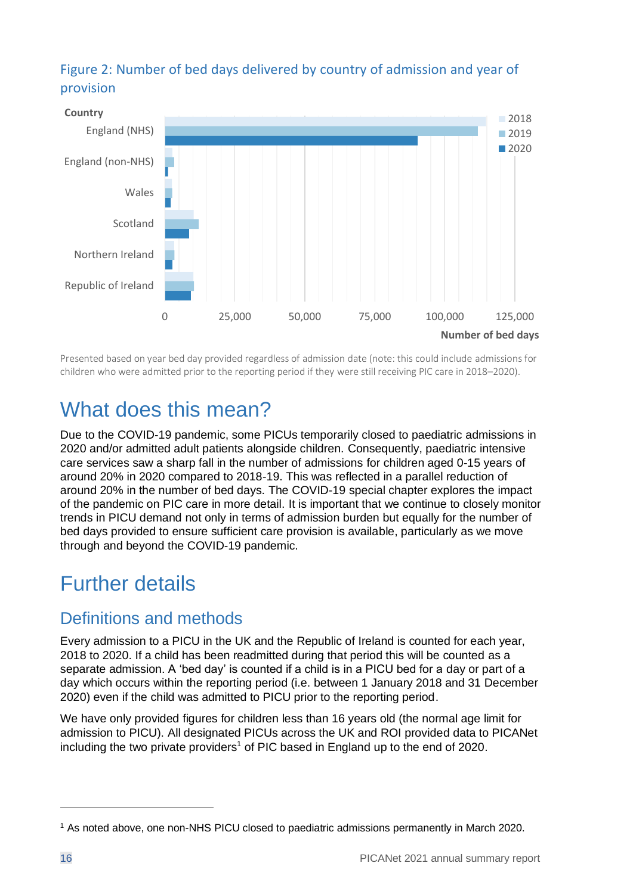### Figure 2: Number of bed days delivered by country of admission and year of provision

Presented based on year bed day provided regardless of admission date (note: this could include admissions for children who were admitted prior to the reporting period if they were still receiving PIC care in 2018–2020).

# What does this mean?

Due to the COVID-19 pandemic, some PICUs temporarily closed to paediatric admissions in 2020 and/or admitted adult patients alongside children. Consequently, paediatric intensive care services saw a sharp fall in the number of admissions for children aged 0-15 years of around 20% in 2020 compared to 2018-19. This was reflected in a parallel reduction of around 20% in the number of bed days. The COVID-19 special chapter explores the impact of the pandemic on PIC care in more detail. It is important that we continue to closely monitor trends in PICU demand not only in terms of admission burden but equally for the number of bed days provided to ensure sufficient care provision is available, particularly as we move through and beyond the COVID-19 pandemic.

# Further details

## Definitions and methods

Every admission to a PICU in the UK and the Republic of Ireland is counted for each year, 2018 to 2020. If a child has been readmitted during that period this will be counted as a separate admission. A 'bed day' is counted if a child is in a PICU bed for a day or part of a day which occurs within the reporting period (i.e. between 1 January 2018 and 31 December 2020) even if the child was admitted to PICU prior to the reporting period.

We have only provided figures for children less than 16 years old (the normal age limit for admission to PICU). All designated PICUs across the UK and ROI provided data to PICANet including the two private providers[1] of PIC based in England up to the end of 2020.

[1] As noted above, one non-NHS PICU closed to paediatric admissions permanently in March 2020.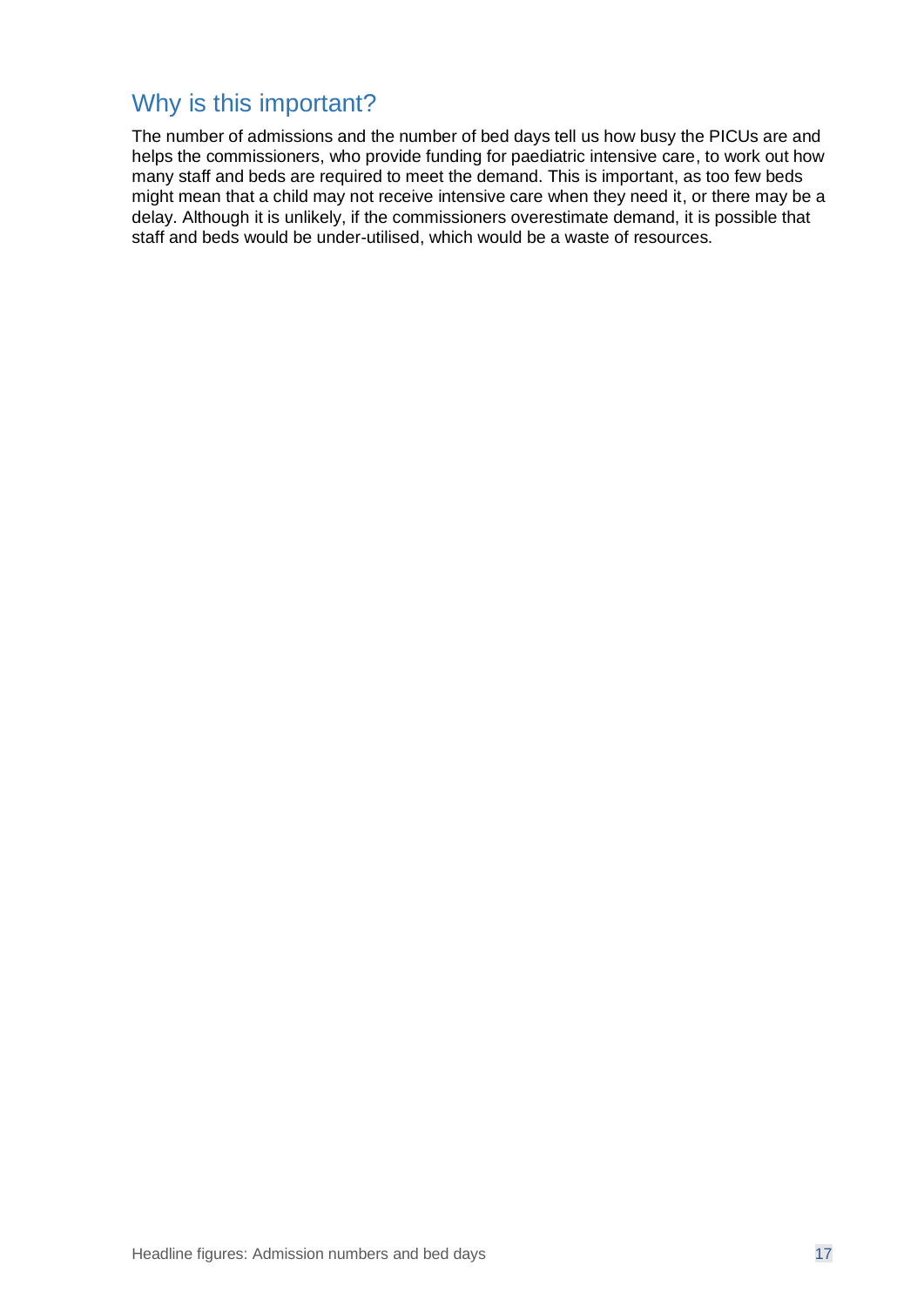## Why is this important?

The number of admissions and the number of bed days tell us how busy the PICUs are and helps the commissioners, who provide funding for paediatric intensive care, to work out how many staff and beds are required to meet the demand. This is important, as too few beds might mean that a child may not receive intensive care when they need it, or there may be a delay. Although it is unlikely, if the commissioners overestimate demand, it is possible that staff and beds would be under-utilised, which would be a waste of resources.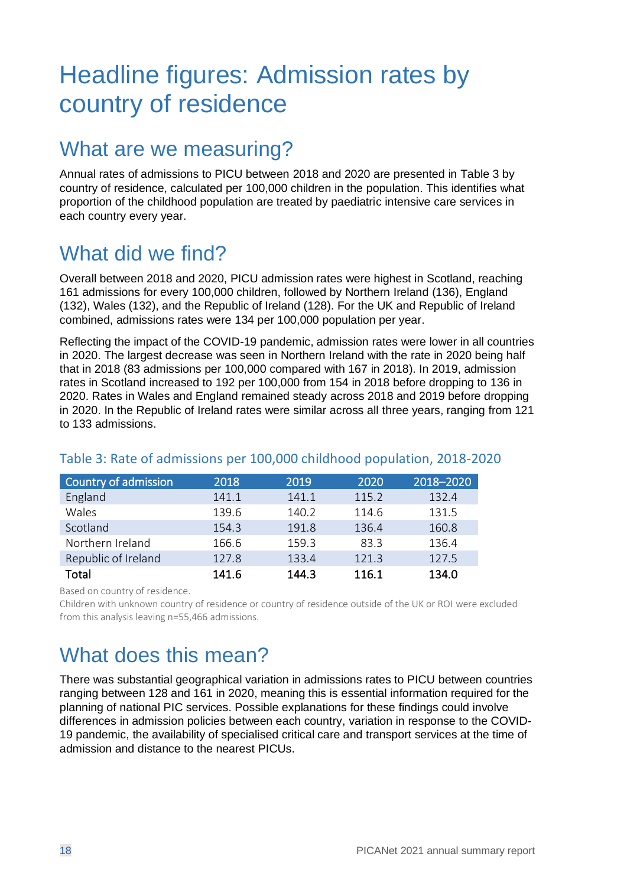# Headline figures: Admission rates by country of residence

## What are we measuring?

Annual rates of admissions to PICU between 2018 and 2020 are presented in Table 3 by country of residence, calculated per 100,000 children in the population. This identifies what proportion of the childhood population are treated by paediatric intensive care services in each country every year.

## What did we find?

Overall between 2018 and 2020, PICU admission rates were highest in Scotland, reaching 161 admissions for every 100,000 children, followed by Northern Ireland (136), England (132), Wales (132), and the Republic of Ireland (128). For the UK and Republic of Ireland combined, admissions rates were 134 per 100,000 population per year.

Reflecting the impact of the COVID-19 pandemic, admission rates were lower in all countries in 2020. The largest decrease was seen in Northern Ireland with the rate in 2020 being half that in 2018 (83 admissions per 100,000 compared with 167 in 2018). In 2019, admission rates in Scotland increased to 192 per 100,000 from 154 in 2018 before dropping to 136 in 2020. Rates in Wales and England remained steady across 2018 and 2019 before dropping in 2020. In the Republic of Ireland rates were similar across all three years, ranging from 121 to 133 admissions.

### Table 3: Rate of admissions per 100,000 childhood population, 2018-2020

| Country of admission | 2018 | 2019 | 2020 | 2018–2020 |
|---|---|---|---|---|
| England | 141.1 | 141.1 | 115.2 | 132.4 |
| Wales | 139.6 | 140.2 | 114.6 | 131.5 |
| Scotland | 154.3 | 191.8 | 136.4 | 160.8 |
| Northern Ireland | 166.6 | 159.3 | 83.3 | 136.4 |
| Republic of Ireland | 127.8 | 133.4 | 121.3 | 127.5 |
| **Total** | **141.6** | **144.3** | **116.1** | **134.0** |

Based on country of residence.
Children with unknown country of residence or country of residence outside of the UK or ROI were excluded from this analysis leaving n=55,466 admissions.

## What does this mean?

There was substantial geographical variation in admissions rates to PICU between countries ranging between 128 and 161 in 2020, meaning this is essential information required for the planning of national PIC services. Possible explanations for these findings could involve differences in admission policies between each country, variation in response to the COVID-19 pandemic, the availability of specialised critical care and transport services at the time of admission and distance to the nearest PICUs.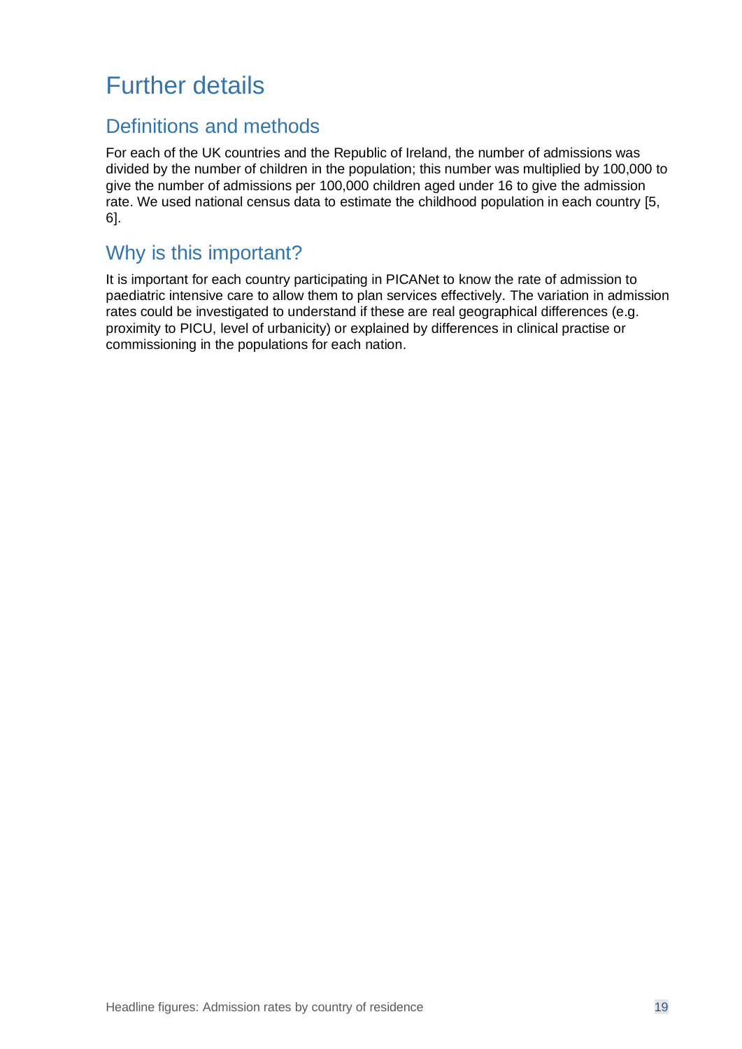# Further details

## Definitions and methods

For each of the UK countries and the Republic of Ireland, the number of admissions was divided by the number of children in the population; this number was multiplied by 100,000 to give the number of admissions per 100,000 children aged under 16 to give the admission rate. We used national census data to estimate the childhood population in each country [5, 6].

## Why is this important?

It is important for each country participating in PICANet to know the rate of admission to paediatric intensive care to allow them to plan services effectively. The variation in admission rates could be investigated to understand if these are real geographical differences (e.g. proximity to PICU, level of urbanicity) or explained by differences in clinical practise or commissioning in the populations for each nation.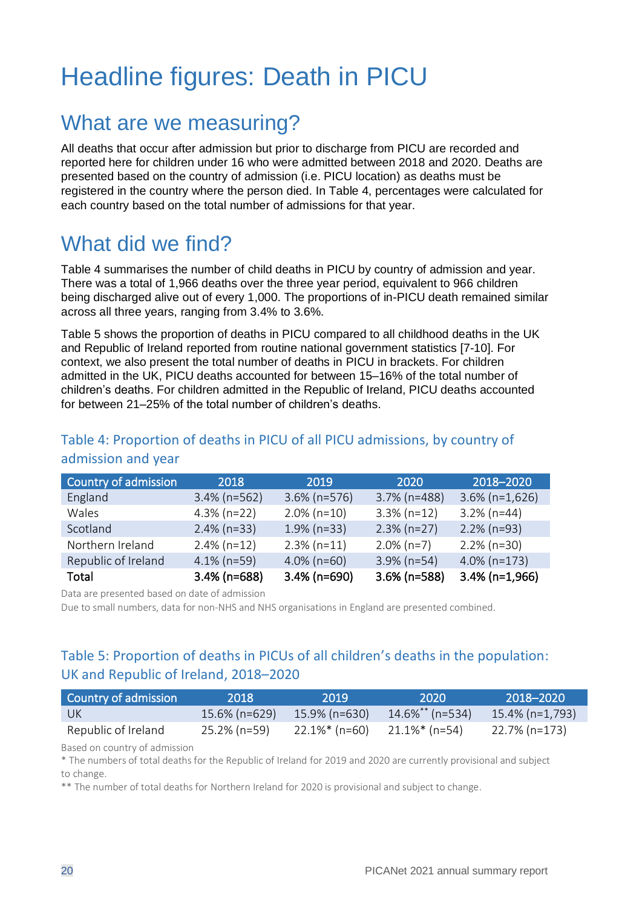# Headline figures: Death in PICU

## What are we measuring?

All deaths that occur after admission but prior to discharge from PICU are recorded and reported here for children under 16 who were admitted between 2018 and 2020. Deaths are presented based on the country of admission (i.e. PICU location) as deaths must be registered in the country where the person died. In Table 4, percentages were calculated for each country based on the total number of admissions for that year.

## What did we find?

Table 4 summarises the number of child deaths in PICU by country of admission and year. There was a total of 1,966 deaths over the three year period, equivalent to 966 children being discharged alive out of every 1,000. The proportions of in-PICU death remained similar across all three years, ranging from 3.4% to 3.6%.

Table 5 shows the proportion of deaths in PICU compared to all childhood deaths in the UK and Republic of Ireland reported from routine national government statistics [7-10]. For context, we also present the total number of deaths in PICU in brackets. For children admitted in the UK, PICU deaths accounted for between 15–16% of the total number of children's deaths. For children admitted in the Republic of Ireland, PICU deaths accounted for between 21–25% of the total number of children's deaths.

### Table 4: Proportion of deaths in PICU of all PICU admissions, by country of admission and year

| Country of admission | 2018 | 2019 | 2020 | 2018–2020 |
|---|---|---|---|---|
| England | 3.4% (n=562) | 3.6% (n=576) | 3.7% (n=488) | 3.6% (n=1,626) |
| Wales | 4.3% (n=22) | 2.0% (n=10) | 3.3% (n=12) | 3.2% (n=44) |
| Scotland | 2.4% (n=33) | 1.9% (n=33) | 2.3% (n=27) | 2.2% (n=93) |
| Northern Ireland | 2.4% (n=12) | 2.3% (n=11) | 2.0% (n=7) | 2.2% (n=30) |
| Republic of Ireland | 4.1% (n=59) | 4.0% (n=60) | 3.9% (n=54) | 4.0% (n=173) |
| **Total** | **3.4% (n=688)** | **3.4% (n=690)** | **3.6% (n=588)** | **3.4% (n=1,966)** |

Data are presented based on date of admission

Due to small numbers, data for non-NHS and NHS organisations in England are presented combined.

### Table 5: Proportion of deaths in PICUs of all children's deaths in the population: UK and Republic of Ireland, 2018–2020

| Country of admission | 2018 | 2019 | 2020 | 2018–2020 |
|---|---|---|---|---|
| UK | 15.6% (n=629) | 15.9% (n=630) | 14.6%** (n=534) | 15.4% (n=1,793) |
| Republic of Ireland | 25.2% (n=59) | 22.1%* (n=60) | 21.1%* (n=54) | 22.7% (n=173) |

Based on country of admission

\* The numbers of total deaths for the Republic of Ireland for 2019 and 2020 are currently provisional and subject to change.

** The number of total deaths for Northern Ireland for 2020 is provisional and subject to change.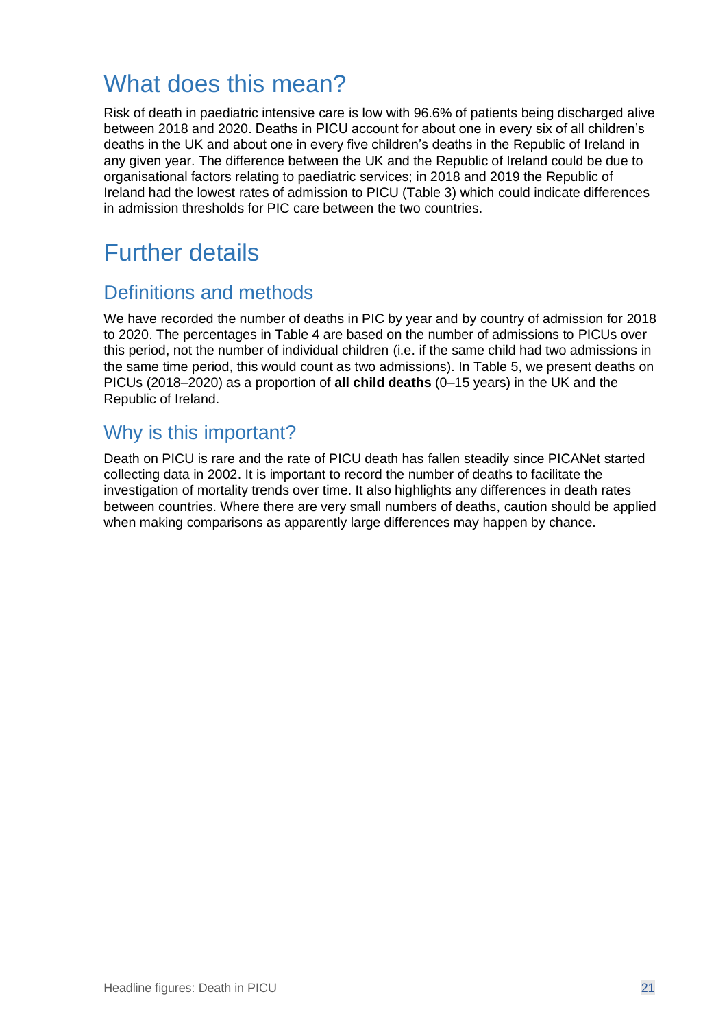# What does this mean?

Risk of death in paediatric intensive care is low with 96.6% of patients being discharged alive between 2018 and 2020. Deaths in PICU account for about one in every six of all children's deaths in the UK and about one in every five children's deaths in the Republic of Ireland in any given year. The difference between the UK and the Republic of Ireland could be due to organisational factors relating to paediatric services; in 2018 and 2019 the Republic of Ireland had the lowest rates of admission to PICU (Table 3) which could indicate differences in admission thresholds for PIC care between the two countries.

# Further details

## Definitions and methods

We have recorded the number of deaths in PIC by year and by country of admission for 2018 to 2020. The percentages in Table 4 are based on the number of admissions to PICUs over this period, not the number of individual children (i.e. if the same child had two admissions in the same time period, this would count as two admissions). In Table 5, we present deaths on PICUs (2018–2020) as a proportion of **all child deaths** (0–15 years) in the UK and the Republic of Ireland.

## Why is this important?

Death on PICU is rare and the rate of PICU death has fallen steadily since PICANet started collecting data in 2002. It is important to record the number of deaths to facilitate the investigation of mortality trends over time. It also highlights any differences in death rates between countries. Where there are very small numbers of deaths, caution should be applied when making comparisons as apparently large differences may happen by chance.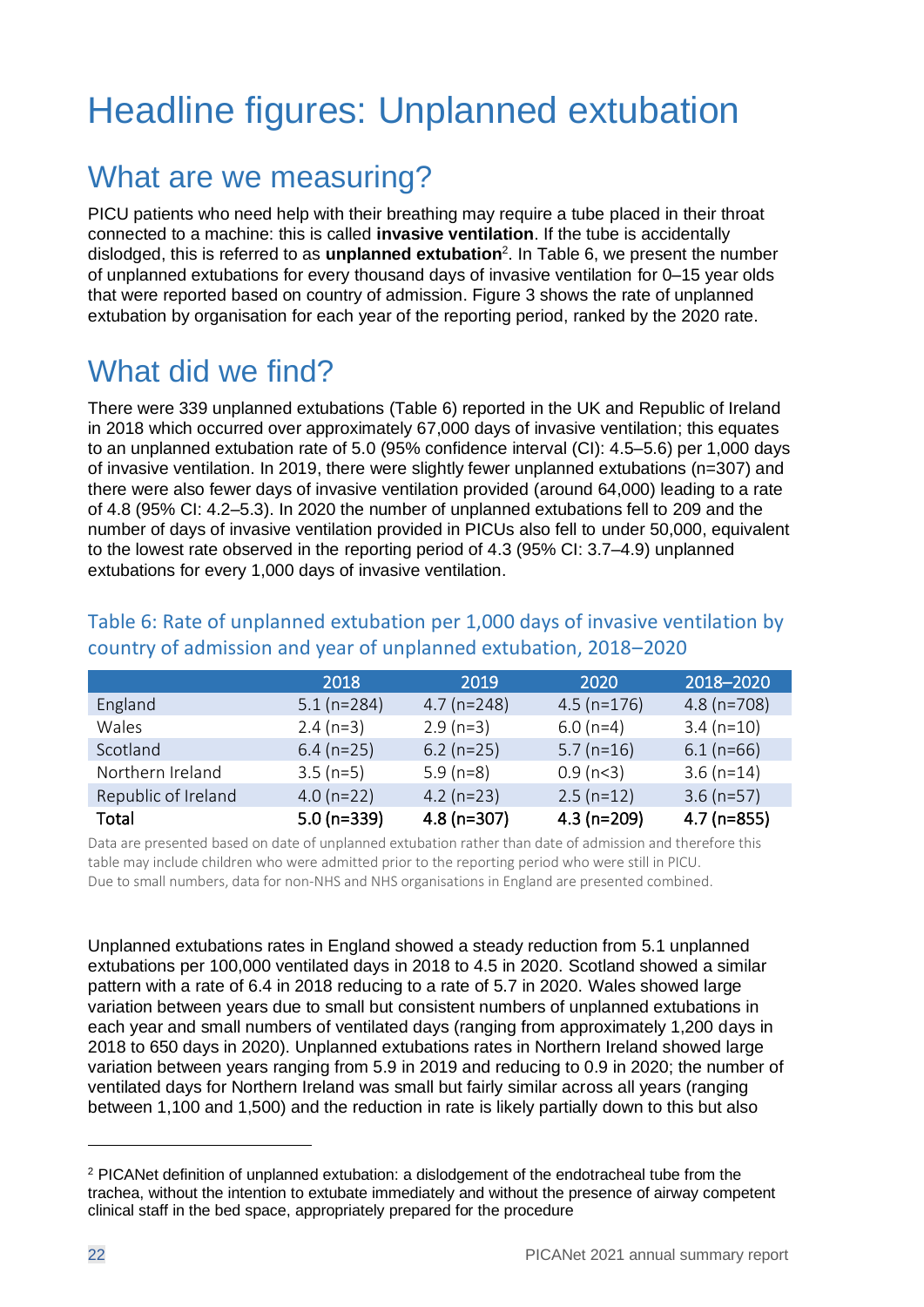# Headline figures: Unplanned extubation

## What are we measuring?

PICU patients who need help with their breathing may require a tube placed in their throat connected to a machine: this is called **invasive ventilation**. If the tube is accidentally dislodged, this is referred to as **unplanned extubation**[2]. In Table 6, we present the number of unplanned extubations for every thousand days of invasive ventilation for 0–15 year olds that were reported based on country of admission. Figure 3 shows the rate of unplanned extubation by organisation for each year of the reporting period, ranked by the 2020 rate.

## What did we find?

There were 339 unplanned extubations (Table 6) reported in the UK and Republic of Ireland in 2018 which occurred over approximately 67,000 days of invasive ventilation; this equates to an unplanned extubation rate of 5.0 (95% confidence interval (CI): 4.5–5.6) per 1,000 days of invasive ventilation. In 2019, there were slightly fewer unplanned extubations (n=307) and there were also fewer days of invasive ventilation provided (around 64,000) leading to a rate of 4.8 (95% CI: 4.2–5.3). In 2020 the number of unplanned extubations fell to 209 and the number of days of invasive ventilation provided in PICUs also fell to under 50,000, equivalent to the lowest rate observed in the reporting period of 4.3 (95% CI: 3.7–4.9) unplanned extubations for every 1,000 days of invasive ventilation.

### Table 6: Rate of unplanned extubation per 1,000 days of invasive ventilation by country of admission and year of unplanned extubation, 2018–2020

| | 2018 | 2019 | 2020 | 2018–2020 |
|---|---|---|---|---|
| England | 5.1 (n=284) | 4.7 (n=248) | 4.5 (n=176) | 4.8 (n=708) |
| Wales | 2.4 (n=3) | 2.9 (n=3) | 6.0 (n=4) | 3.4 (n=10) |
| Scotland | 6.4 (n=25) | 6.2 (n=25) | 5.7 (n=16) | 6.1 (n=66) |
| Northern Ireland | 3.5 (n=5) | 5.9 (n=8) | 0.9 (n<3) | 3.6 (n=14) |
| Republic of Ireland | 4.0 (n=22) | 4.2 (n=23) | 2.5 (n=12) | 3.6 (n=57) |
| **Total** | **5.0 (n=339)** | **4.8 (n=307)** | **4.3 (n=209)** | **4.7 (n=855)** |

Data are presented based on date of unplanned extubation rather than date of admission and therefore this table may include children who were admitted prior to the reporting period who were still in PICU.
Due to small numbers, data for non-NHS and NHS organisations in England are presented combined.

Unplanned extubations rates in England showed a steady reduction from 5.1 unplanned extubations per 100,000 ventilated days in 2018 to 4.5 in 2020. Scotland showed a similar pattern with a rate of 6.4 in 2018 reducing to a rate of 5.7 in 2020. Wales showed large variation between years due to small but consistent numbers of unplanned extubations in each year and small numbers of ventilated days (ranging from approximately 1,200 days in 2018 to 650 days in 2020). Unplanned extubations rates in Northern Ireland showed large variation between years ranging from 5.9 in 2019 and reducing to 0.9 in 2020; the number of ventilated days for Northern Ireland was small but fairly similar across all years (ranging between 1,100 and 1,500) and the reduction in rate is likely partially down to this but also

[2] PICANet definition of unplanned extubation: a dislodgement of the endotracheal tube from the trachea, without the intention to extubate immediately and without the presence of airway competent clinical staff in the bed space, appropriately prepared for the procedure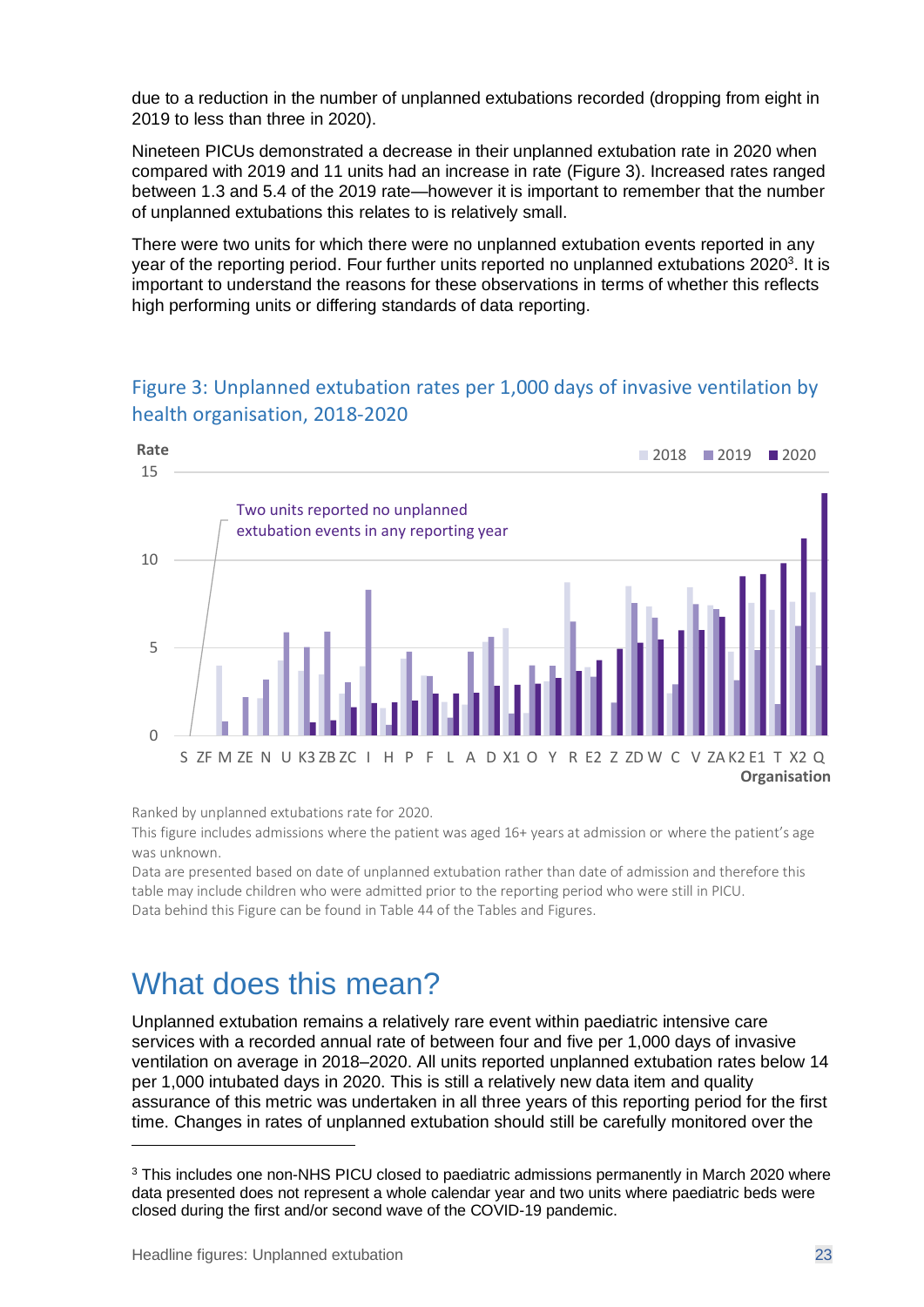due to a reduction in the number of unplanned extubations recorded (dropping from eight in 2019 to less than three in 2020).

Nineteen PICUs demonstrated a decrease in their unplanned extubation rate in 2020 when compared with 2019 and 11 units had an increase in rate (Figure 3). Increased rates ranged between 1.3 and 5.4 of the 2019 rate—however it is important to remember that the number of unplanned extubations this relates to is relatively small.

There were two units for which there were no unplanned extubation events reported in any year of the reporting period. Four further units reported no unplanned extubations 2020[3]. It is important to understand the reasons for these observations in terms of whether this reflects high performing units or differing standards of data reporting.

## Figure 3: Unplanned extubation rates per 1,000 days of invasive ventilation by health organisation, 2018-2020

Ranked by unplanned extubations rate for 2020.

This figure includes admissions where the patient was aged 16+ years at admission or where the patient's age was unknown.

Data are presented based on date of unplanned extubation rather than date of admission and therefore this table may include children who were admitted prior to the reporting period who were still in PICU.

Data behind this Figure can be found in Table 44 of the Tables and Figures.

# What does this mean?

Unplanned extubation remains a relatively rare event within paediatric intensive care services with a recorded annual rate of between four and five per 1,000 days of invasive ventilation on average in 2018–2020. All units reported unplanned extubation rates below 14 per 1,000 intubated days in 2020. This is still a relatively new data item and quality assurance of this metric was undertaken in all three years of this reporting period for the first time. Changes in rates of unplanned extubation should still be carefully monitored over the

[3] This includes one non-NHS PICU closed to paediatric admissions permanently in March 2020 where data presented does not represent a whole calendar year and two units where paediatric beds were closed during the first and/or second wave of the COVID-19 pandemic.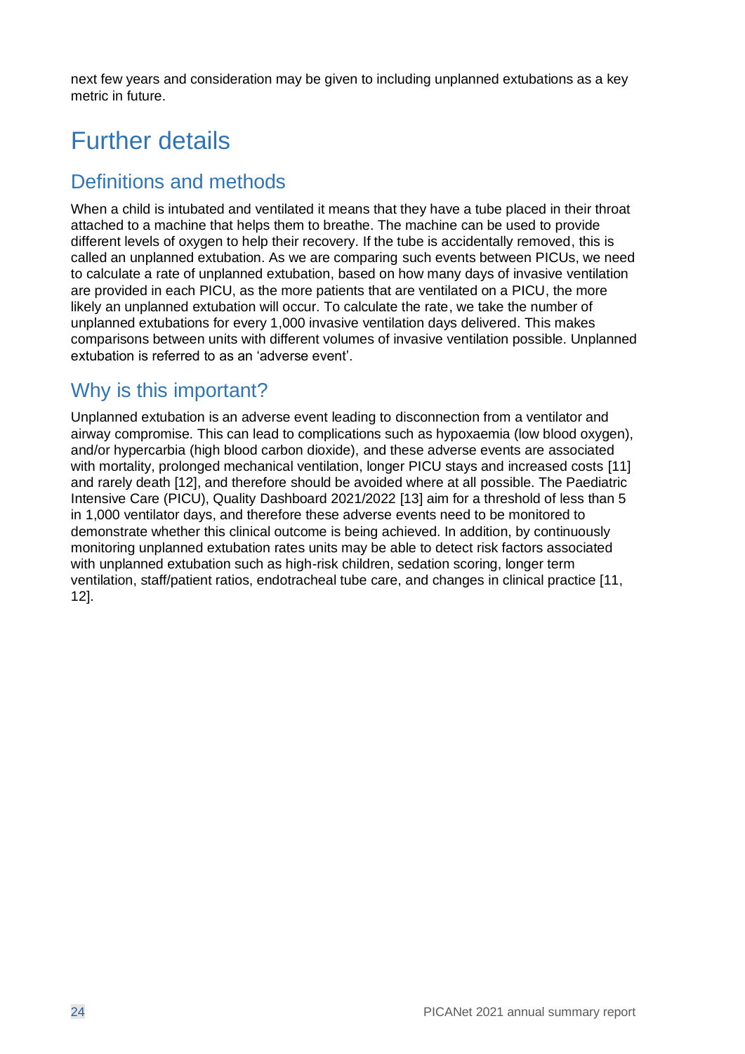next few years and consideration may be given to including unplanned extubations as a key metric in future.

# Further details

## Definitions and methods

When a child is intubated and ventilated it means that they have a tube placed in their throat attached to a machine that helps them to breathe. The machine can be used to provide different levels of oxygen to help their recovery. If the tube is accidentally removed, this is called an unplanned extubation. As we are comparing such events between PICUs, we need to calculate a rate of unplanned extubation, based on how many days of invasive ventilation are provided in each PICU, as the more patients that are ventilated on a PICU, the more likely an unplanned extubation will occur. To calculate the rate, we take the number of unplanned extubations for every 1,000 invasive ventilation days delivered. This makes comparisons between units with different volumes of invasive ventilation possible. Unplanned extubation is referred to as an 'adverse event'.

## Why is this important?

Unplanned extubation is an adverse event leading to disconnection from a ventilator and airway compromise. This can lead to complications such as hypoxaemia (low blood oxygen), and/or hypercarbia (high blood carbon dioxide), and these adverse events are associated with mortality, prolonged mechanical ventilation, longer PICU stays and increased costs [11] and rarely death [12], and therefore should be avoided where at all possible. The Paediatric Intensive Care (PICU), Quality Dashboard 2021/2022 [13] aim for a threshold of less than 5 in 1,000 ventilator days, and therefore these adverse events need to be monitored to demonstrate whether this clinical outcome is being achieved. In addition, by continuously monitoring unplanned extubation rates units may be able to detect risk factors associated with unplanned extubation such as high-risk children, sedation scoring, longer term ventilation, staff/patient ratios, endotracheal tube care, and changes in clinical practice [11, 12].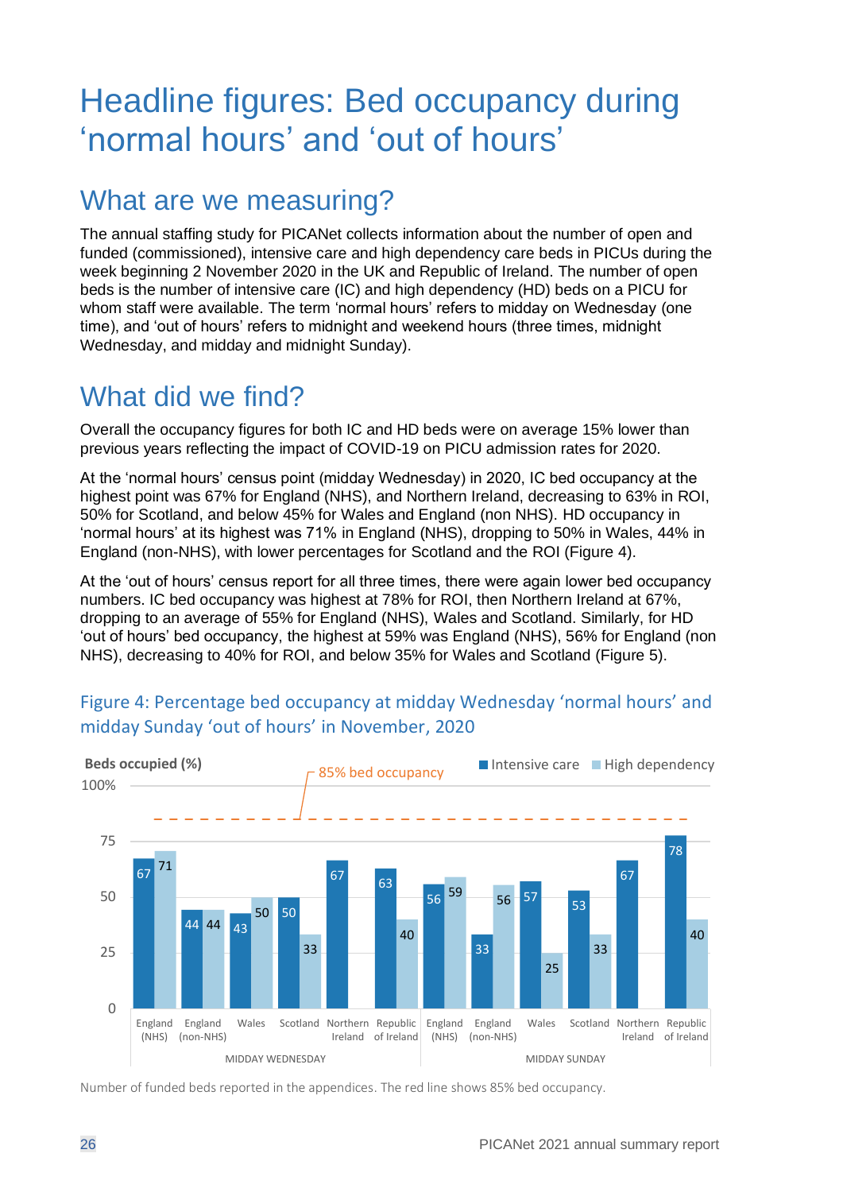# Headline figures: Bed occupancy during 'normal hours' and 'out of hours'

## What are we measuring?

The annual staffing study for PICANet collects information about the number of open and funded (commissioned), intensive care and high dependency care beds in PICUs during the week beginning 2 November 2020 in the UK and Republic of Ireland. The number of open beds is the number of intensive care (IC) and high dependency (HD) beds on a PICU for whom staff were available. The term 'normal hours' refers to midday on Wednesday (one time), and 'out of hours' refers to midnight and weekend hours (three times, midnight Wednesday, and midday and midnight Sunday).

## What did we find?

Overall the occupancy figures for both IC and HD beds were on average 15% lower than previous years reflecting the impact of COVID-19 on PICU admission rates for 2020.

At the 'normal hours' census point (midday Wednesday) in 2020, IC bed occupancy at the highest point was 67% for England (NHS), and Northern Ireland, decreasing to 63% in ROI, 50% for Scotland, and below 45% for Wales and England (non NHS). HD occupancy in 'normal hours' at its highest was 71% in England (NHS), dropping to 50% in Wales, 44% in England (non-NHS), with lower percentages for Scotland and the ROI (Figure 4).

At the 'out of hours' census report for all three times, there were again lower bed occupancy numbers. IC bed occupancy was highest at 78% for ROI, then Northern Ireland at 67%, dropping to an average of 55% for England (NHS), Wales and Scotland. Similarly, for HD 'out of hours' bed occupancy, the highest at 59% was England (NHS), 56% for England (non NHS), decreasing to 40% for ROI, and below 35% for Wales and Scotland (Figure 5).

### Figure 4: Percentage bed occupancy at midday Wednesday 'normal hours' and midday Sunday 'out of hours' in November, 2020

Beds occupied (%)

| | Country | Intensive care | High dependency |
|---|---|---|---|
| MIDDAY WEDNESDAY | England (NHS) | 67 | 71 |
| | England (non-NHS) | 44 | 44 |
| | Wales | 43 | 50 |
| | Scotland | 50 | 33 |
| | Northern Ireland | 67 | |
| | Republic of Ireland | 63 | 40 |
| MIDDAY SUNDAY | England (NHS) | 56 | 59 |
| | England (non-NHS) | 33 | 56 |
| | Wales | 57 | 25 |
| | Scotland | 53 | 33 |
| | Northern Ireland | 67 | |
| | Republic of Ireland | 78 | 40 |

85% bed occupancy

Number of funded beds reported in the appendices. The red line shows 85% bed occupancy.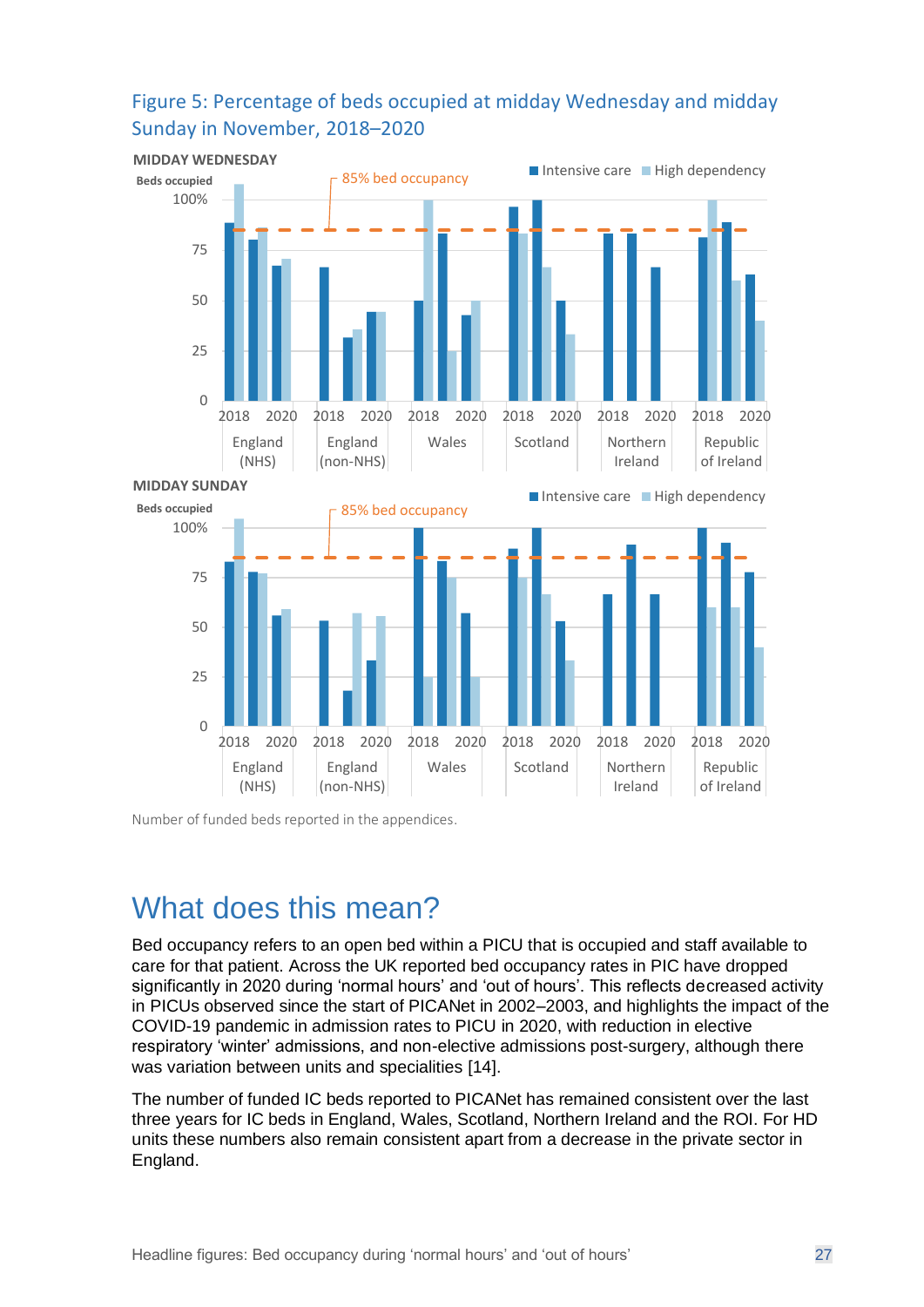### Figure 5: Percentage of beds occupied at midday Wednesday and midday Sunday in November, 2018–2020

**MIDDAY WEDNESDAY**

Beds occupied

Intensive care | High dependency

85% bed occupancy

100%, 75, 50, 25, 0

2018 2020 England (NHS) | 2018 2020 England (non-NHS) | 2018 2020 Wales | 2018 2020 Scotland | 2018 2020 Northern Ireland | 2018 2020 Republic of Ireland

**MIDDAY SUNDAY**

Beds occupied

Intensive care | High dependency

85% bed occupancy

100%, 75, 50, 25, 0

2018 2020 England (NHS) | 2018 2020 England (non-NHS) | 2018 2020 Wales | 2018 2020 Scotland | 2018 2020 Northern Ireland | 2018 2020 Republic of Ireland

Number of funded beds reported in the appendices.

# What does this mean?

Bed occupancy refers to an open bed within a PICU that is occupied and staff available to care for that patient. Across the UK reported bed occupancy rates in PIC have dropped significantly in 2020 during 'normal hours' and 'out of hours'. This reflects decreased activity in PICUs observed since the start of PICANet in 2002–2003, and highlights the impact of the COVID-19 pandemic in admission rates to PICU in 2020, with reduction in elective respiratory 'winter' admissions, and non-elective admissions post-surgery, although there was variation between units and specialities [14].

The number of funded IC beds reported to PICANet has remained consistent over the last three years for IC beds in England, Wales, Scotland, Northern Ireland and the ROI. For HD units these numbers also remain consistent apart from a decrease in the private sector in England.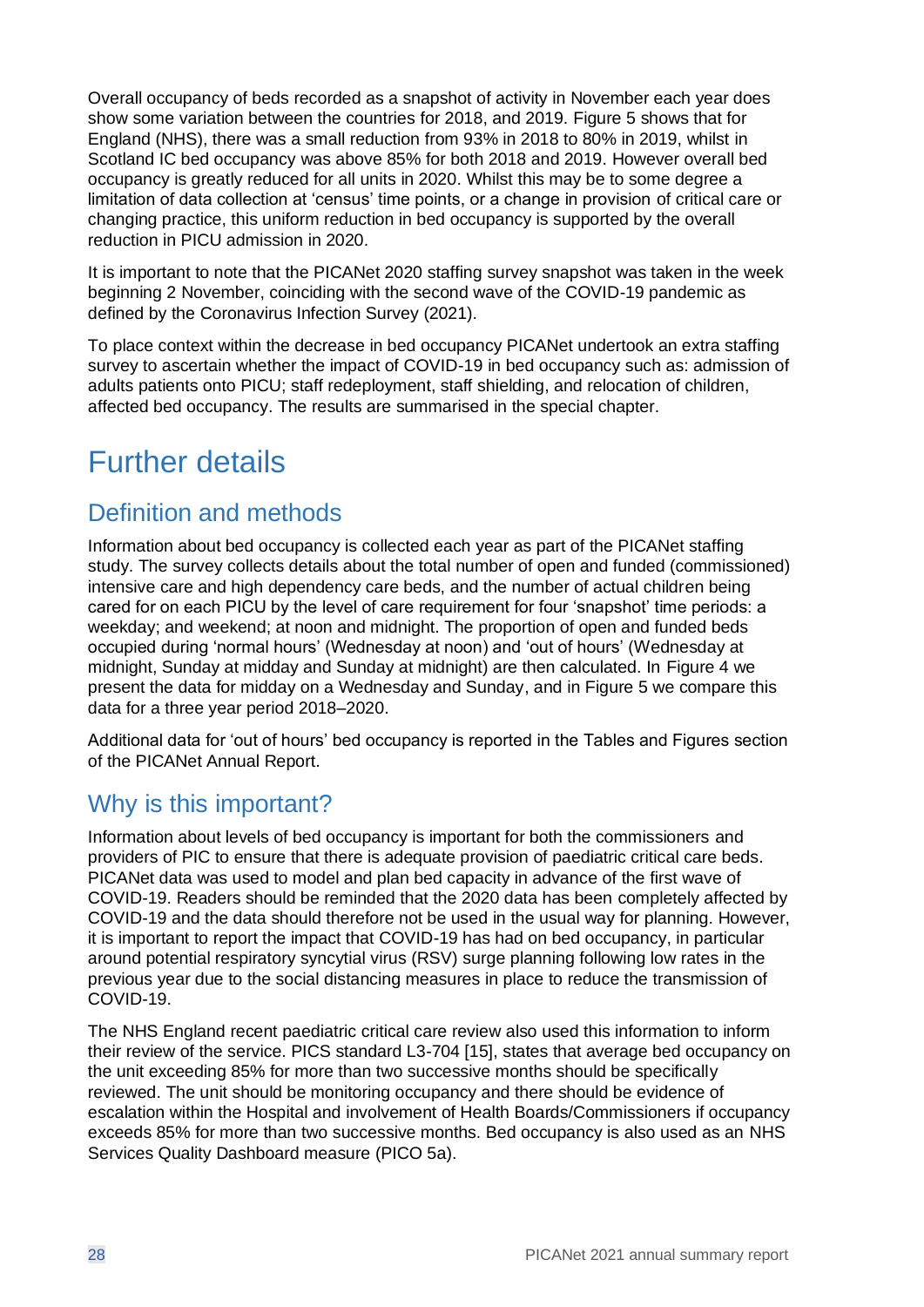Overall occupancy of beds recorded as a snapshot of activity in November each year does show some variation between the countries for 2018, and 2019. Figure 5 shows that for England (NHS), there was a small reduction from 93% in 2018 to 80% in 2019, whilst in Scotland IC bed occupancy was above 85% for both 2018 and 2019. However overall bed occupancy is greatly reduced for all units in 2020. Whilst this may be to some degree a limitation of data collection at 'census' time points, or a change in provision of critical care or changing practice, this uniform reduction in bed occupancy is supported by the overall reduction in PICU admission in 2020.

It is important to note that the PICANet 2020 staffing survey snapshot was taken in the week beginning 2 November, coinciding with the second wave of the COVID-19 pandemic as defined by the Coronavirus Infection Survey (2021).

To place context within the decrease in bed occupancy PICANet undertook an extra staffing survey to ascertain whether the impact of COVID-19 in bed occupancy such as: admission of adults patients onto PICU; staff redeployment, staff shielding, and relocation of children, affected bed occupancy. The results are summarised in the special chapter.

# Further details

## Definition and methods

Information about bed occupancy is collected each year as part of the PICANet staffing study. The survey collects details about the total number of open and funded (commissioned) intensive care and high dependency care beds, and the number of actual children being cared for on each PICU by the level of care requirement for four 'snapshot' time periods: a weekday; and weekend; at noon and midnight. The proportion of open and funded beds occupied during 'normal hours' (Wednesday at noon) and 'out of hours' (Wednesday at midnight, Sunday at midday and Sunday at midnight) are then calculated. In Figure 4 we present the data for midday on a Wednesday and Sunday, and in Figure 5 we compare this data for a three year period 2018–2020.

Additional data for 'out of hours' bed occupancy is reported in the Tables and Figures section of the PICANet Annual Report.

## Why is this important?

Information about levels of bed occupancy is important for both the commissioners and providers of PIC to ensure that there is adequate provision of paediatric critical care beds. PICANet data was used to model and plan bed capacity in advance of the first wave of COVID-19. Readers should be reminded that the 2020 data has been completely affected by COVID-19 and the data should therefore not be used in the usual way for planning. However, it is important to report the impact that COVID-19 has had on bed occupancy, in particular around potential respiratory syncytial virus (RSV) surge planning following low rates in the previous year due to the social distancing measures in place to reduce the transmission of COVID-19.

The NHS England recent paediatric critical care review also used this information to inform their review of the service. PICS standard L3-704 [15], states that average bed occupancy on the unit exceeding 85% for more than two successive months should be specifically reviewed. The unit should be monitoring occupancy and there should be evidence of escalation within the Hospital and involvement of Health Boards/Commissioners if occupancy exceeds 85% for more than two successive months. Bed occupancy is also used as an NHS Services Quality Dashboard measure (PICO 5a).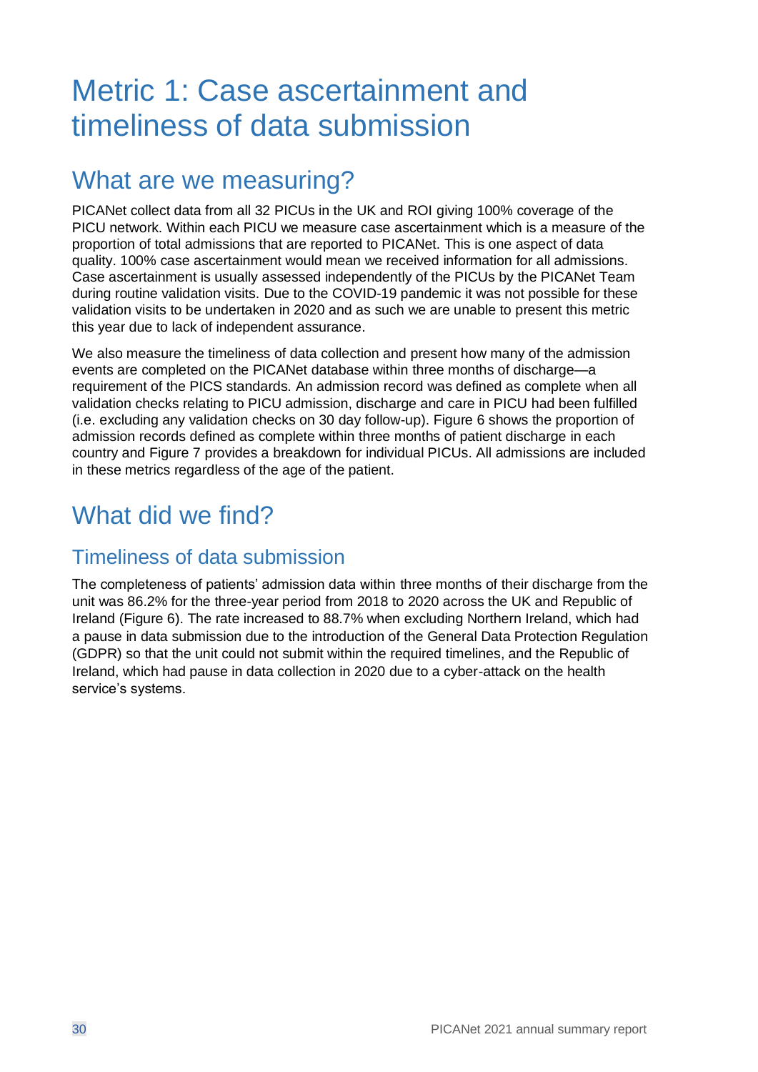# Metric 1: Case ascertainment and timeliness of data submission

## What are we measuring?

PICANet collect data from all 32 PICUs in the UK and ROI giving 100% coverage of the PICU network. Within each PICU we measure case ascertainment which is a measure of the proportion of total admissions that are reported to PICANet. This is one aspect of data quality. 100% case ascertainment would mean we received information for all admissions. Case ascertainment is usually assessed independently of the PICUs by the PICANet Team during routine validation visits. Due to the COVID-19 pandemic it was not possible for these validation visits to be undertaken in 2020 and as such we are unable to present this metric this year due to lack of independent assurance.

We also measure the timeliness of data collection and present how many of the admission events are completed on the PICANet database within three months of discharge—a requirement of the PICS standards. An admission record was defined as complete when all validation checks relating to PICU admission, discharge and care in PICU had been fulfilled (i.e. excluding any validation checks on 30 day follow-up). Figure 6 shows the proportion of admission records defined as complete within three months of patient discharge in each country and Figure 7 provides a breakdown for individual PICUs. All admissions are included in these metrics regardless of the age of the patient.

## What did we find?

### Timeliness of data submission

The completeness of patients' admission data within three months of their discharge from the unit was 86.2% for the three-year period from 2018 to 2020 across the UK and Republic of Ireland (Figure 6). The rate increased to 88.7% when excluding Northern Ireland, which had a pause in data submission due to the introduction of the General Data Protection Regulation (GDPR) so that the unit could not submit within the required timelines, and the Republic of Ireland, which had pause in data collection in 2020 due to a cyber-attack on the health service's systems.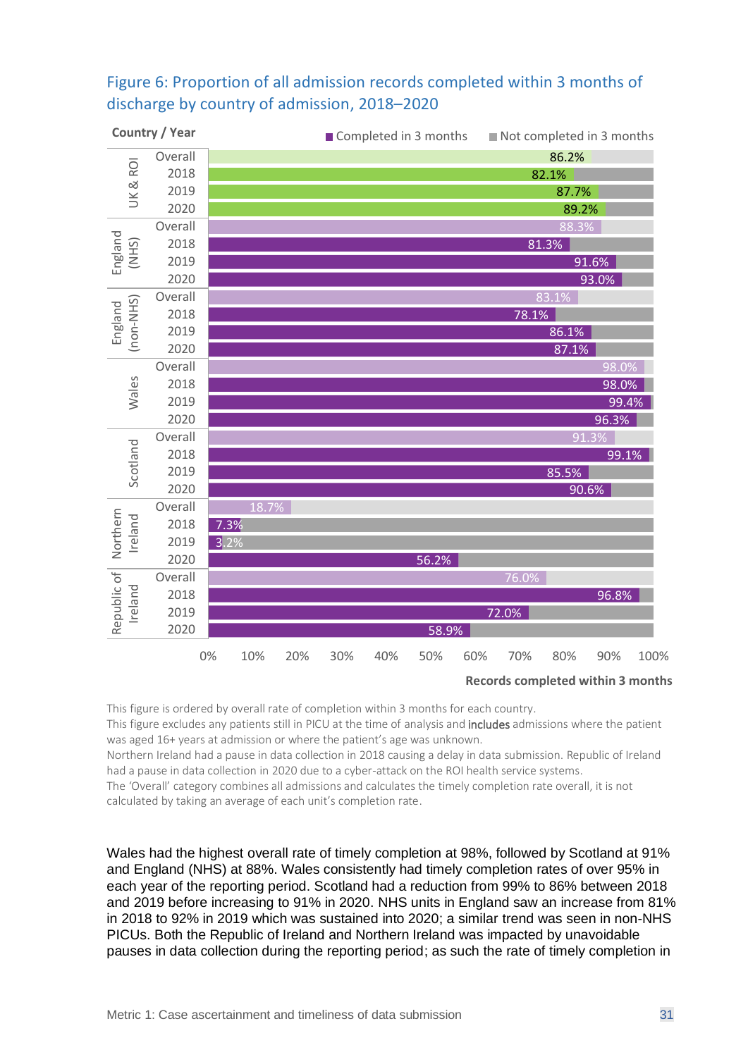### Figure 6: Proportion of all admission records completed within 3 months of discharge by country of admission, 2018–2020

| Country | Year | Completed in 3 months | Not completed in 3 months |
|---|---|---|---|
| UK & ROI | Overall | 86.2% | |
| | 2018 | 82.1% | |
| | 2019 | 87.7% | |
| | 2020 | 89.2% | |
| England (NHS) | Overall | 88.3% | |
| | 2018 | 81.3% | |
| | 2019 | 91.6% | |
| | 2020 | 93.0% | |
| England (non-NHS) | Overall | 83.1% | |
| | 2018 | 78.1% | |
| | 2019 | 86.1% | |
| | 2020 | 87.1% | |
| Wales | Overall | 98.0% | |
| | 2018 | 98.0% | |
| | 2019 | 99.4% | |
| | 2020 | 96.3% | |
| Scotland | Overall | 91.3% | |
| | 2018 | 99.1% | |
| | 2019 | 85.5% | |
| | 2020 | 90.6% | |
| Northern Ireland | Overall | 18.7% | |
| | 2018 | 7.3% | |
| | 2019 | 3.2% | |
| | 2020 | 56.2% | |
| Republic of Ireland | Overall | 76.0% | |
| | 2018 | 96.8% | |
| | 2019 | 72.0% | |
| | 2020 | 58.9% | |

Records completed within 3 months

This figure is ordered by overall rate of completion within 3 months for each country.
This figure excludes any patients still in PICU at the time of analysis and includes admissions where the patient was aged 16+ years at admission or where the patient's age was unknown.
Northern Ireland had a pause in data collection in 2018 causing a delay in data submission. Republic of Ireland had a pause in data collection in 2020 due to a cyber-attack on the ROI health service systems.
The 'Overall' category combines all admissions and calculates the timely completion rate overall, it is not calculated by taking an average of each unit's completion rate.

Wales had the highest overall rate of timely completion at 98%, followed by Scotland at 91% and England (NHS) at 88%. Wales consistently had timely completion rates of over 95% in each year of the reporting period. Scotland had a reduction from 99% to 86% between 2018 and 2019 before increasing to 91% in 2020. NHS units in England saw an increase from 81% in 2018 to 92% in 2019 which was sustained into 2020; a similar trend was seen in non-NHS PICUs. Both the Republic of Ireland and Northern Ireland was impacted by unavoidable pauses in data collection during the reporting period; as such the rate of timely completion in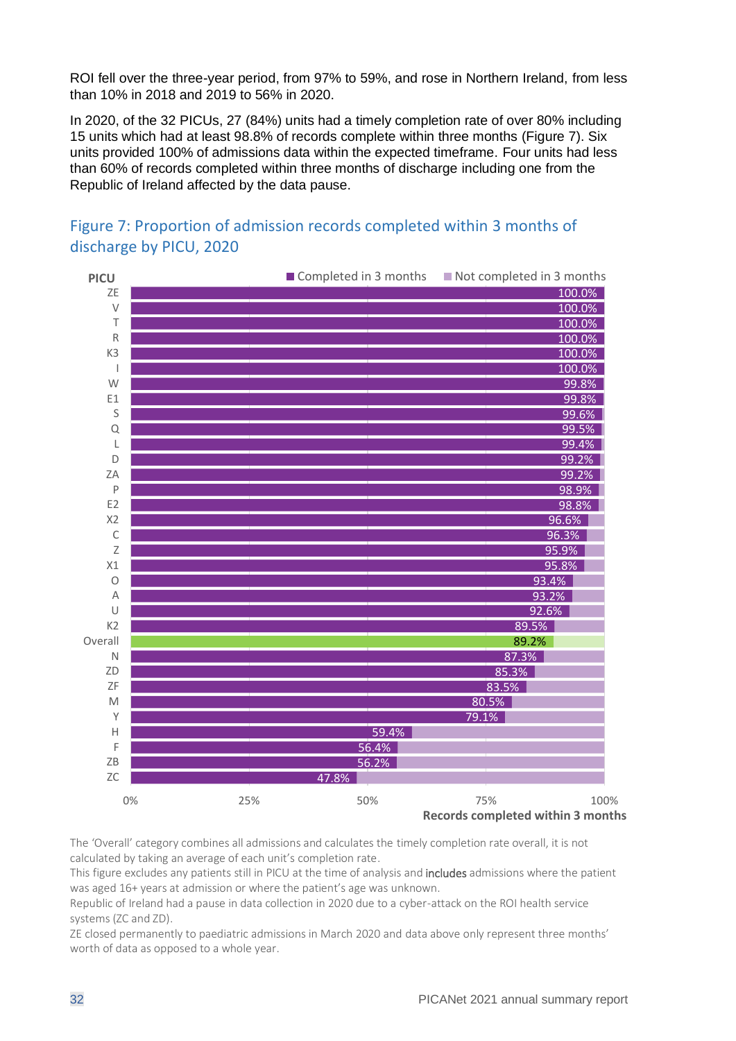ROI fell over the three-year period, from 97% to 59%, and rose in Northern Ireland, from less than 10% in 2018 and 2019 to 56% in 2020.

In 2020, of the 32 PICUs, 27 (84%) units had a timely completion rate of over 80% including 15 units which had at least 98.8% of records complete within three months (Figure 7). Six units provided 100% of admissions data within the expected timeframe. Four units had less than 60% of records completed within three months of discharge including one from the Republic of Ireland affected by the data pause.

## Figure 7: Proportion of admission records completed within 3 months of discharge by PICU, 2020

| PICU | Completed in 3 months |
|---|---|
| ZE | 100.0% |
| V | 100.0% |
| T | 100.0% |
| R | 100.0% |
| K3 | 100.0% |
| I | 100.0% |
| W | 99.8% |
| E1 | 99.8% |
| S | 99.6% |
| Q | 99.5% |
| L | 99.4% |
| D | 99.2% |
| ZA | 99.2% |
| P | 98.9% |
| E2 | 98.8% |
| X2 | 96.6% |
| C | 96.3% |
| Z | 95.9% |
| X1 | 95.8% |
| O | 93.4% |
| A | 93.2% |
| U | 92.6% |
| K2 | 89.5% |
| Overall | 89.2% |
| N | 87.3% |
| ZD | 85.3% |
| ZF | 83.5% |
| M | 80.5% |
| Y | 79.1% |
| H | 59.4% |
| F | 56.4% |
| ZB | 56.2% |
| ZC | 47.8% |

The 'Overall' category combines all admissions and calculates the timely completion rate overall, it is not calculated by taking an average of each unit's completion rate.

This figure excludes any patients still in PICU at the time of analysis and **includes** admissions where the patient was aged 16+ years at admission or where the patient's age was unknown.

Republic of Ireland had a pause in data collection in 2020 due to a cyber-attack on the ROI health service systems (ZC and ZD).

ZE closed permanently to paediatric admissions in March 2020 and data above only represent three months' worth of data as opposed to a whole year.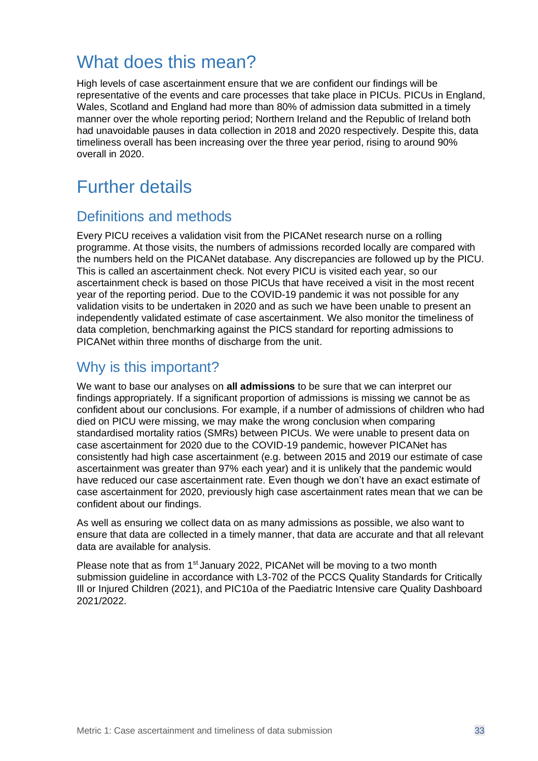# What does this mean?

High levels of case ascertainment ensure that we are confident our findings will be representative of the events and care processes that take place in PICUs. PICUs in England, Wales, Scotland and England had more than 80% of admission data submitted in a timely manner over the whole reporting period; Northern Ireland and the Republic of Ireland both had unavoidable pauses in data collection in 2018 and 2020 respectively. Despite this, data timeliness overall has been increasing over the three year period, rising to around 90% overall in 2020.

# Further details

## Definitions and methods

Every PICU receives a validation visit from the PICANet research nurse on a rolling programme. At those visits, the numbers of admissions recorded locally are compared with the numbers held on the PICANet database. Any discrepancies are followed up by the PICU. This is called an ascertainment check. Not every PICU is visited each year, so our ascertainment check is based on those PICUs that have received a visit in the most recent year of the reporting period. Due to the COVID-19 pandemic it was not possible for any validation visits to be undertaken in 2020 and as such we have been unable to present an independently validated estimate of case ascertainment. We also monitor the timeliness of data completion, benchmarking against the PICS standard for reporting admissions to PICANet within three months of discharge from the unit.

## Why is this important?

We want to base our analyses on **all admissions** to be sure that we can interpret our findings appropriately. If a significant proportion of admissions is missing we cannot be as confident about our conclusions. For example, if a number of admissions of children who had died on PICU were missing, we may make the wrong conclusion when comparing standardised mortality ratios (SMRs) between PICUs. We were unable to present data on case ascertainment for 2020 due to the COVID-19 pandemic, however PICANet has consistently had high case ascertainment (e.g. between 2015 and 2019 our estimate of case ascertainment was greater than 97% each year) and it is unlikely that the pandemic would have reduced our case ascertainment rate. Even though we don't have an exact estimate of case ascertainment for 2020, previously high case ascertainment rates mean that we can be confident about our findings.

As well as ensuring we collect data on as many admissions as possible, we also want to ensure that data are collected in a timely manner, that data are accurate and that all relevant data are available for analysis.

Please note that as from 1st January 2022, PICANet will be moving to a two month submission guideline in accordance with L3-702 of the PCCS Quality Standards for Critically Ill or Injured Children (2021), and PIC10a of the Paediatric Intensive care Quality Dashboard 2021/2022.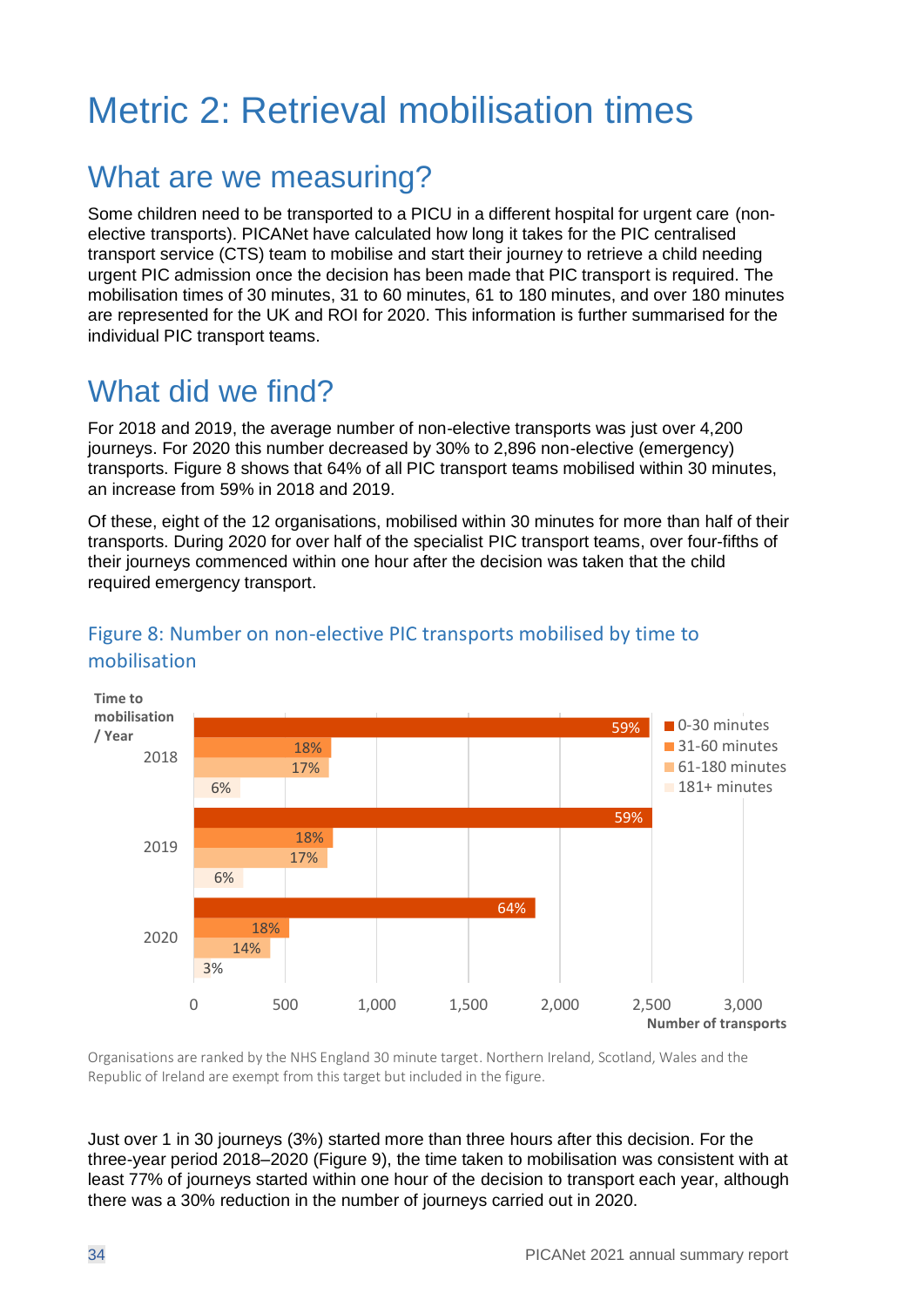# Metric 2: Retrieval mobilisation times

## What are we measuring?

Some children need to be transported to a PICU in a different hospital for urgent care (non-elective transports). PICANet have calculated how long it takes for the PIC centralised transport service (CTS) team to mobilise and start their journey to retrieve a child needing urgent PIC admission once the decision has been made that PIC transport is required. The mobilisation times of 30 minutes, 31 to 60 minutes, 61 to 180 minutes, and over 180 minutes are represented for the UK and ROI for 2020. This information is further summarised for the individual PIC transport teams.

## What did we find?

For 2018 and 2019, the average number of non-elective transports was just over 4,200 journeys. For 2020 this number decreased by 30% to 2,896 non-elective (emergency) transports. Figure 8 shows that 64% of all PIC transport teams mobilised within 30 minutes, an increase from 59% in 2018 and 2019.

Of these, eight of the 12 organisations, mobilised within 30 minutes for more than half of their transports. During 2020 for over half of the specialist PIC transport teams, over four-fifths of their journeys commenced within one hour after the decision was taken that the child required emergency transport.

### Figure 8: Number on non-elective PIC transports mobilised by time to mobilisation

| Time to mobilisation / Year | 0-30 minutes | 31-60 minutes | 61-180 minutes | 181+ minutes |
|---|---|---|---|---|
| 2018 | 59% | 18% | 17% | 6% |
| 2019 | 59% | 18% | 17% | 6% |
| 2020 | 64% | 18% | 14% | 3% |

Number of transports (axis: 0, 500, 1,000, 1,500, 2,000, 2,500, 3,000)

Organisations are ranked by the NHS England 30 minute target. Northern Ireland, Scotland, Wales and the Republic of Ireland are exempt from this target but included in the figure.

Just over 1 in 30 journeys (3%) started more than three hours after this decision. For the three-year period 2018–2020 (Figure 9), the time taken to mobilisation was consistent with at least 77% of journeys started within one hour of the decision to transport each year, although there was a 30% reduction in the number of journeys carried out in 2020.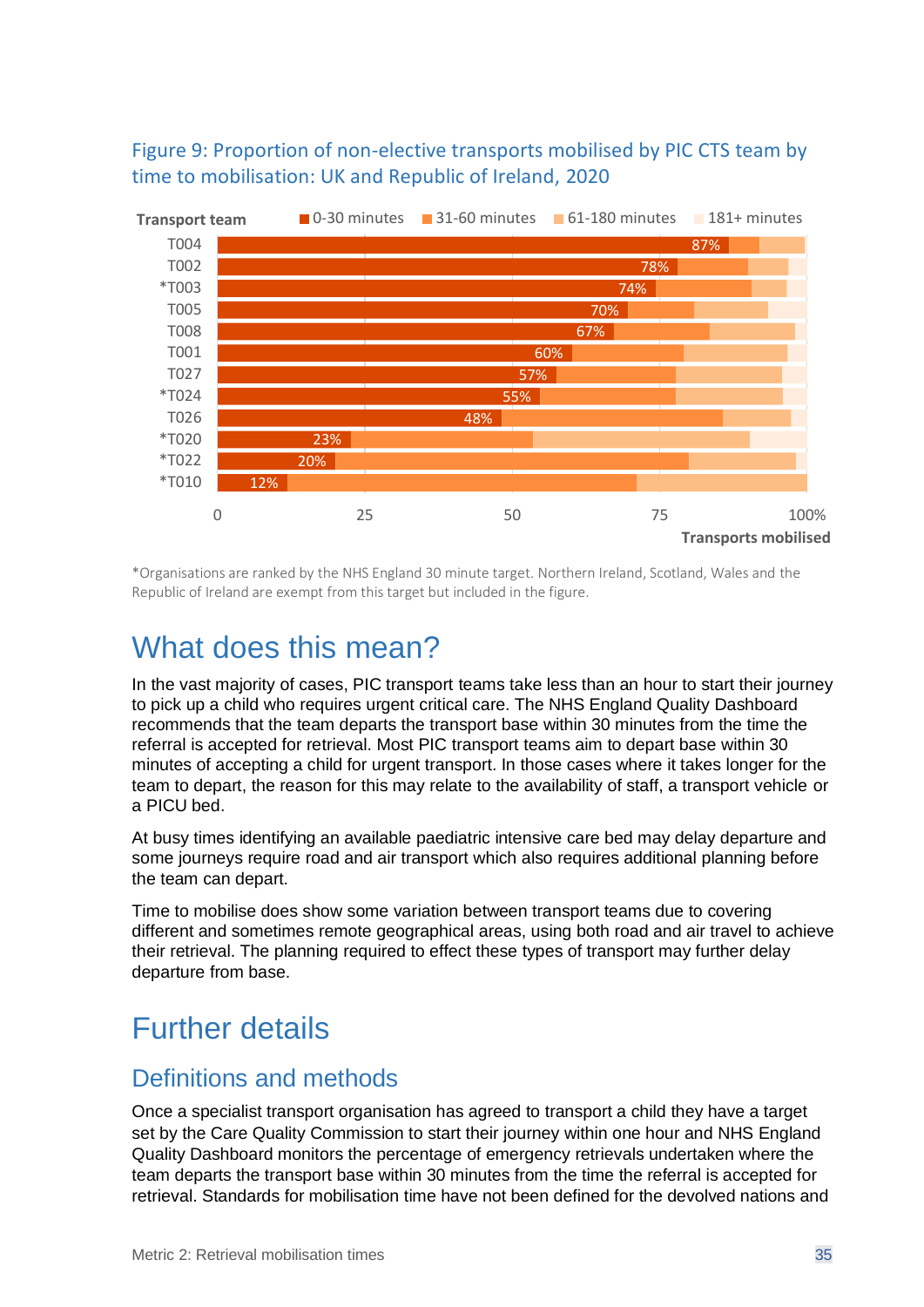Figure 9: Proportion of non-elective transports mobilised by PIC CTS team by time to mobilisation: UK and Republic of Ireland, 2020

| Transport team | 0-30 minutes |
|---|---|
| T004 | 87% |
| T002 | 78% |
| *T003 | 74% |
| T005 | 70% |
| T008 | 67% |
| T001 | 60% |
| T027 | 57% |
| *T024 | 55% |
| T026 | 48% |
| *T020 | 23% |
| *T022 | 20% |
| *T010 | 12% |

*Organisations are ranked by the NHS England 30 minute target. Northern Ireland, Scotland, Wales and the Republic of Ireland are exempt from this target but included in the figure.

# What does this mean?

In the vast majority of cases, PIC transport teams take less than an hour to start their journey to pick up a child who requires urgent critical care. The NHS England Quality Dashboard recommends that the team departs the transport base within 30 minutes from the time the referral is accepted for retrieval. Most PIC transport teams aim to depart base within 30 minutes of accepting a child for urgent transport. In those cases where it takes longer for the team to depart, the reason for this may relate to the availability of staff, a transport vehicle or a PICU bed.

At busy times identifying an available paediatric intensive care bed may delay departure and some journeys require road and air transport which also requires additional planning before the team can depart.

Time to mobilise does show some variation between transport teams due to covering different and sometimes remote geographical areas, using both road and air travel to achieve their retrieval. The planning required to effect these types of transport may further delay departure from base.

# Further details

## Definitions and methods

Once a specialist transport organisation has agreed to transport a child they have a target set by the Care Quality Commission to start their journey within one hour and NHS England Quality Dashboard monitors the percentage of emergency retrievals undertaken where the team departs the transport base within 30 minutes from the time the referral is accepted for retrieval. Standards for mobilisation time have not been defined for the devolved nations and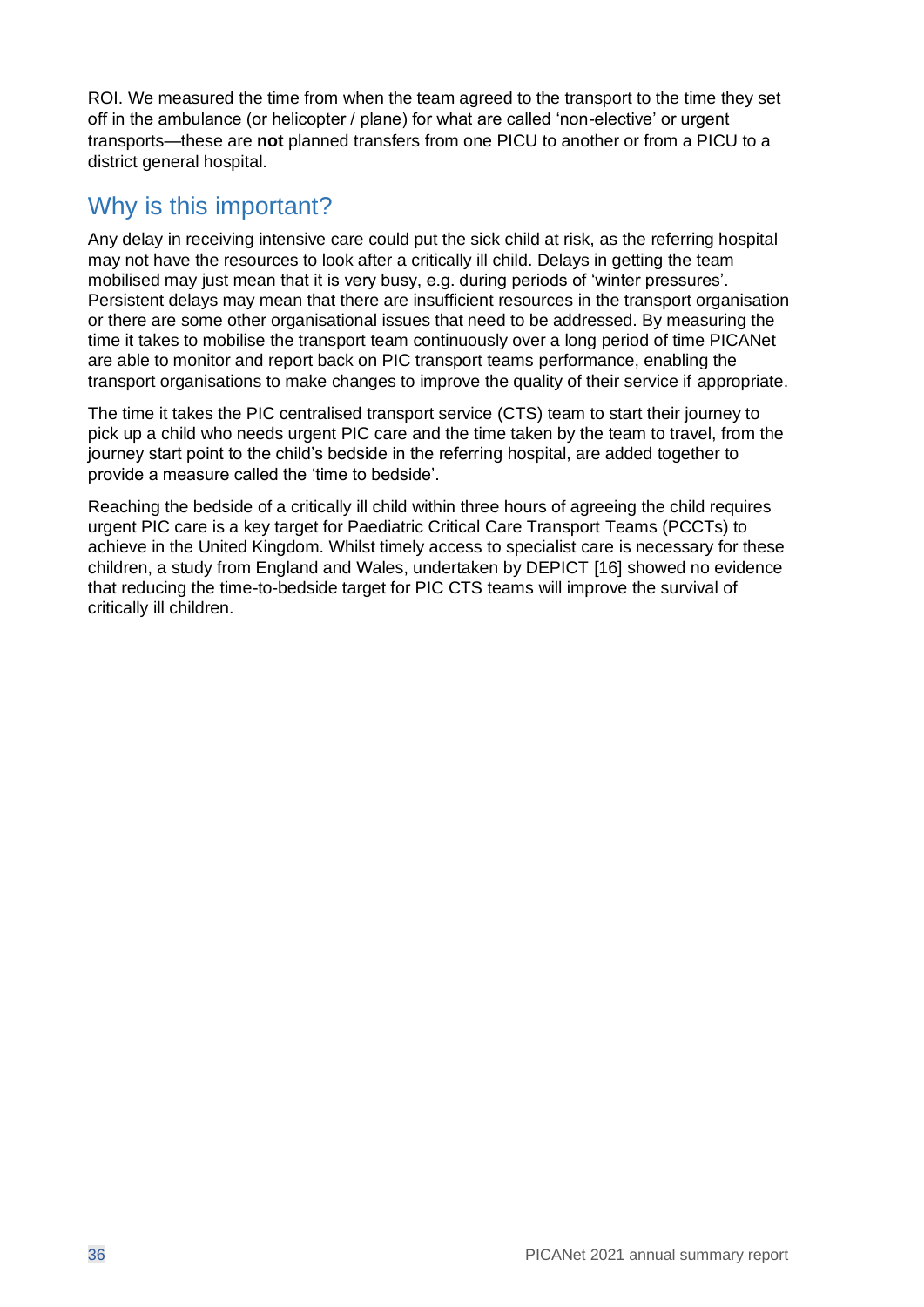ROI. We measured the time from when the team agreed to the transport to the time they set off in the ambulance (or helicopter / plane) for what are called 'non-elective' or urgent transports—these are **not** planned transfers from one PICU to another or from a PICU to a district general hospital.

## Why is this important?

Any delay in receiving intensive care could put the sick child at risk, as the referring hospital may not have the resources to look after a critically ill child. Delays in getting the team mobilised may just mean that it is very busy, e.g. during periods of 'winter pressures'. Persistent delays may mean that there are insufficient resources in the transport organisation or there are some other organisational issues that need to be addressed. By measuring the time it takes to mobilise the transport team continuously over a long period of time PICANet are able to monitor and report back on PIC transport teams performance, enabling the transport organisations to make changes to improve the quality of their service if appropriate.

The time it takes the PIC centralised transport service (CTS) team to start their journey to pick up a child who needs urgent PIC care and the time taken by the team to travel, from the journey start point to the child's bedside in the referring hospital, are added together to provide a measure called the 'time to bedside'.

Reaching the bedside of a critically ill child within three hours of agreeing the child requires urgent PIC care is a key target for Paediatric Critical Care Transport Teams (PCCTs) to achieve in the United Kingdom. Whilst timely access to specialist care is necessary for these children, a study from England and Wales, undertaken by DEPICT [16] showed no evidence that reducing the time-to-bedside target for PIC CTS teams will improve the survival of critically ill children.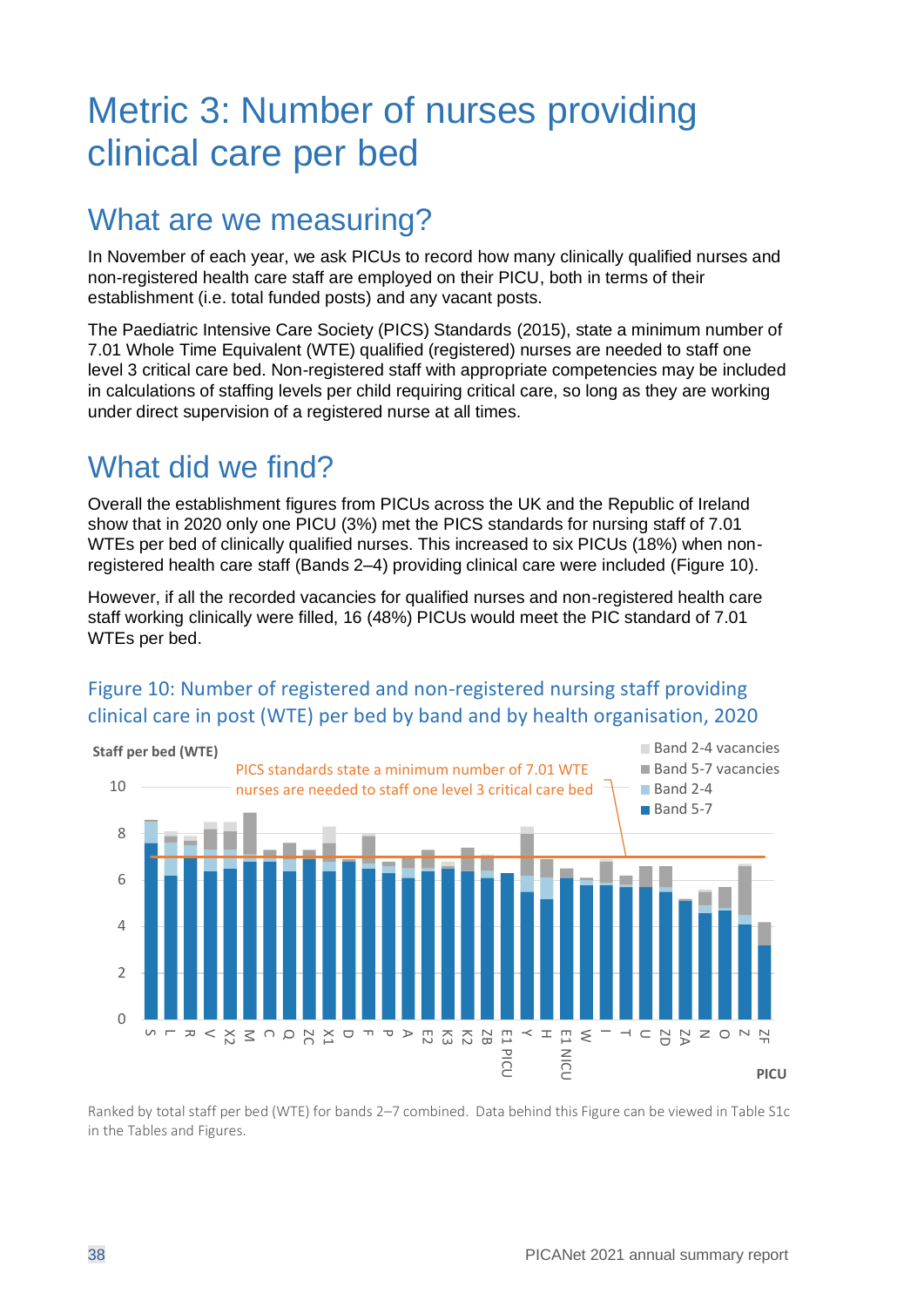# Metric 3: Number of nurses providing clinical care per bed

## What are we measuring?

In November of each year, we ask PICUs to record how many clinically qualified nurses and non-registered health care staff are employed on their PICU, both in terms of their establishment (i.e. total funded posts) and any vacant posts.

The Paediatric Intensive Care Society (PICS) Standards (2015), state a minimum number of 7.01 Whole Time Equivalent (WTE) qualified (registered) nurses are needed to staff one level 3 critical care bed. Non-registered staff with appropriate competencies may be included in calculations of staffing levels per child requiring critical care, so long as they are working under direct supervision of a registered nurse at all times.

## What did we find?

Overall the establishment figures from PICUs across the UK and the Republic of Ireland show that in 2020 only one PICU (3%) met the PICS standards for nursing staff of 7.01 WTEs per bed of clinically qualified nurses. This increased to six PICUs (18%) when non-registered health care staff (Bands 2–4) providing clinical care were included (Figure 10).

However, if all the recorded vacancies for qualified nurses and non-registered health care staff working clinically were filled, 16 (48%) PICUs would meet the PIC standard of 7.01 WTEs per bed.

### Figure 10: Number of registered and non-registered nursing staff providing clinical care in post (WTE) per bed by band and by health organisation, 2020

Staff per bed (WTE)

PICS standards state a minimum number of 7.01 WTE nurses are needed to staff one level 3 critical care bed

Legend: Band 2-4 vacancies; Band 5-7 vacancies; Band 2-4; Band 5-7

PICU: S, L, R, V, X2, M, C, Q, ZC, X1, D, F, P, A, E2, K3, K2, ZB, E1 PICU, Y, H, E1 NICU, W, I, T, U, ZD, ZA, N, O, Z, ZF

Ranked by total staff per bed (WTE) for bands 2–7 combined. Data behind this Figure can be viewed in Table S1c in the Tables and Figures.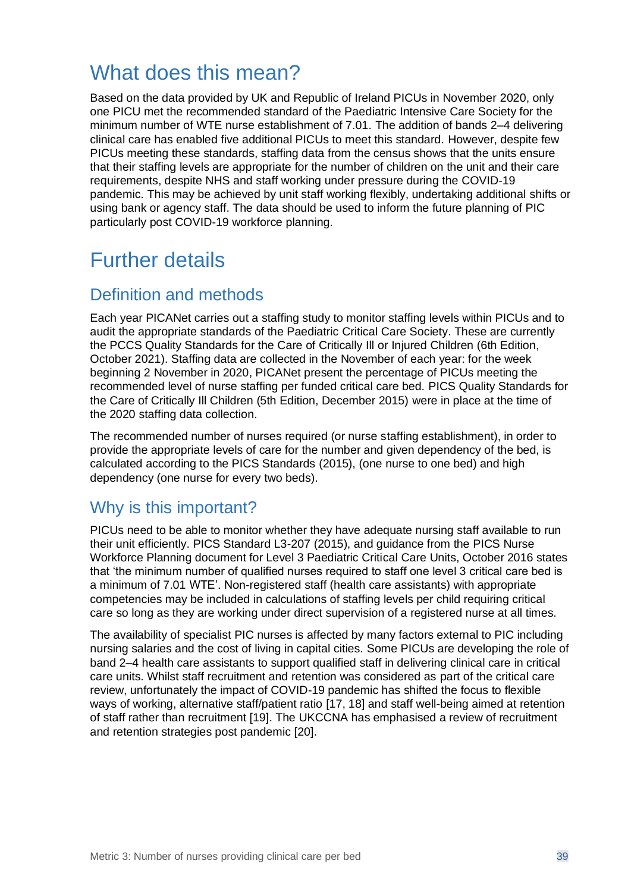# What does this mean?

Based on the data provided by UK and Republic of Ireland PICUs in November 2020, only one PICU met the recommended standard of the Paediatric Intensive Care Society for the minimum number of WTE nurse establishment of 7.01. The addition of bands 2–4 delivering clinical care has enabled five additional PICUs to meet this standard. However, despite few PICUs meeting these standards, staffing data from the census shows that the units ensure that their staffing levels are appropriate for the number of children on the unit and their care requirements, despite NHS and staff working under pressure during the COVID-19 pandemic. This may be achieved by unit staff working flexibly, undertaking additional shifts or using bank or agency staff. The data should be used to inform the future planning of PIC particularly post COVID-19 workforce planning.

# Further details

## Definition and methods

Each year PICANet carries out a staffing study to monitor staffing levels within PICUs and to audit the appropriate standards of the Paediatric Critical Care Society. These are currently the PCCS Quality Standards for the Care of Critically Ill or Injured Children (6th Edition, October 2021). Staffing data are collected in the November of each year: for the week beginning 2 November in 2020, PICANet present the percentage of PICUs meeting the recommended level of nurse staffing per funded critical care bed. PICS Quality Standards for the Care of Critically Ill Children (5th Edition, December 2015) were in place at the time of the 2020 staffing data collection.

The recommended number of nurses required (or nurse staffing establishment), in order to provide the appropriate levels of care for the number and given dependency of the bed, is calculated according to the PICS Standards (2015), (one nurse to one bed) and high dependency (one nurse for every two beds).

## Why is this important?

PICUs need to be able to monitor whether they have adequate nursing staff available to run their unit efficiently. PICS Standard L3-207 (2015), and guidance from the PICS Nurse Workforce Planning document for Level 3 Paediatric Critical Care Units, October 2016 states that 'the minimum number of qualified nurses required to staff one level 3 critical care bed is a minimum of 7.01 WTE'. Non-registered staff (health care assistants) with appropriate competencies may be included in calculations of staffing levels per child requiring critical care so long as they are working under direct supervision of a registered nurse at all times.

The availability of specialist PIC nurses is affected by many factors external to PIC including nursing salaries and the cost of living in capital cities. Some PICUs are developing the role of band 2–4 health care assistants to support qualified staff in delivering clinical care in critical care units. Whilst staff recruitment and retention was considered as part of the critical care review, unfortunately the impact of COVID-19 pandemic has shifted the focus to flexible ways of working, alternative staff/patient ratio [17, 18] and staff well-being aimed at retention of staff rather than recruitment [19]. The UKCCNA has emphasised a review of recruitment and retention strategies post pandemic [20].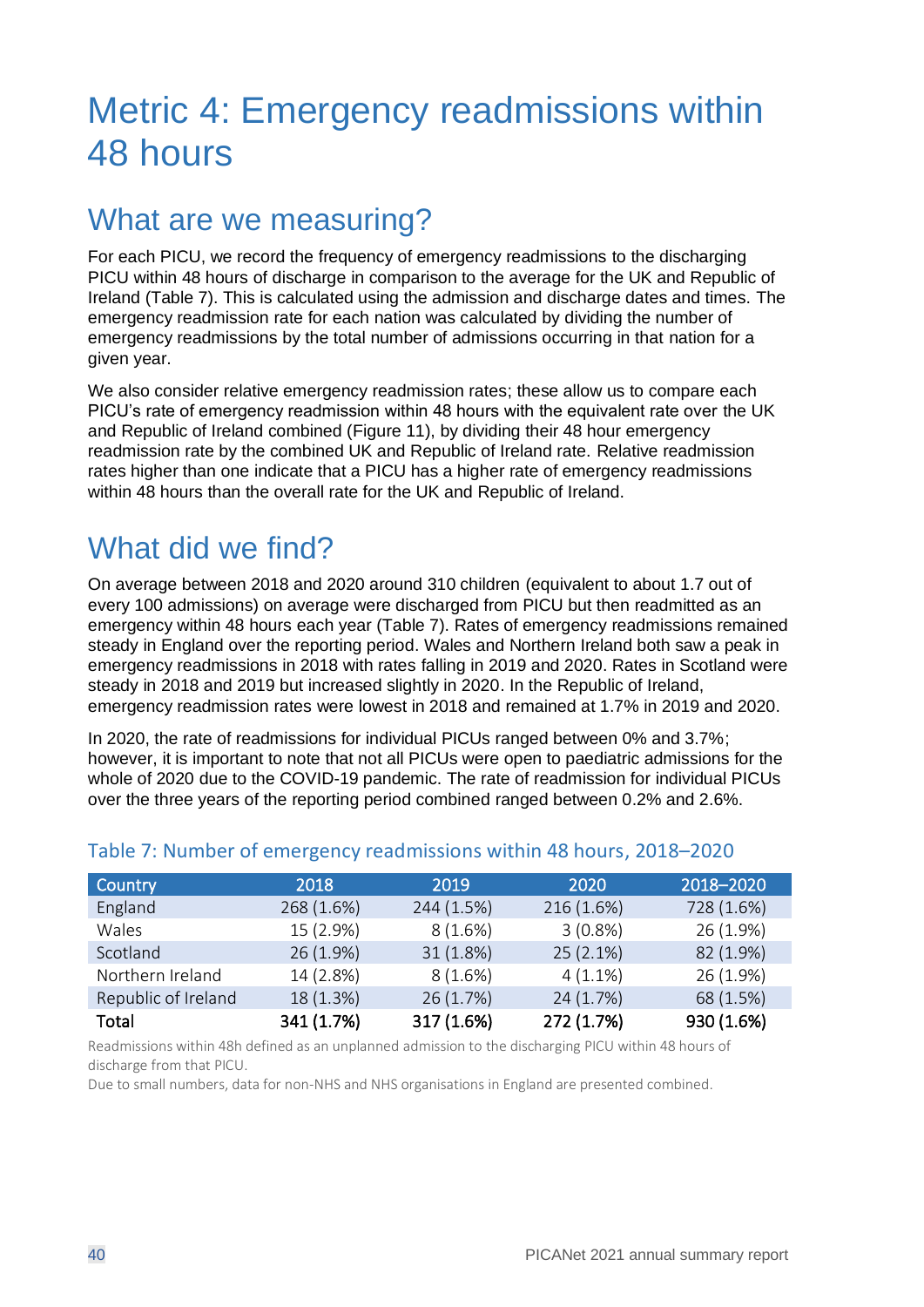# Metric 4: Emergency readmissions within 48 hours

## What are we measuring?

For each PICU, we record the frequency of emergency readmissions to the discharging PICU within 48 hours of discharge in comparison to the average for the UK and Republic of Ireland (Table 7). This is calculated using the admission and discharge dates and times. The emergency readmission rate for each nation was calculated by dividing the number of emergency readmissions by the total number of admissions occurring in that nation for a given year.

We also consider relative emergency readmission rates; these allow us to compare each PICU's rate of emergency readmission within 48 hours with the equivalent rate over the UK and Republic of Ireland combined (Figure 11), by dividing their 48 hour emergency readmission rate by the combined UK and Republic of Ireland rate. Relative readmission rates higher than one indicate that a PICU has a higher rate of emergency readmissions within 48 hours than the overall rate for the UK and Republic of Ireland.

## What did we find?

On average between 2018 and 2020 around 310 children (equivalent to about 1.7 out of every 100 admissions) on average were discharged from PICU but then readmitted as an emergency within 48 hours each year (Table 7). Rates of emergency readmissions remained steady in England over the reporting period. Wales and Northern Ireland both saw a peak in emergency readmissions in 2018 with rates falling in 2019 and 2020. Rates in Scotland were steady in 2018 and 2019 but increased slightly in 2020. In the Republic of Ireland, emergency readmission rates were lowest in 2018 and remained at 1.7% in 2019 and 2020.

In 2020, the rate of readmissions for individual PICUs ranged between 0% and 3.7%; however, it is important to note that not all PICUs were open to paediatric admissions for the whole of 2020 due to the COVID-19 pandemic. The rate of readmission for individual PICUs over the three years of the reporting period combined ranged between 0.2% and 2.6%.

### Table 7: Number of emergency readmissions within 48 hours, 2018–2020

| Country | 2018 | 2019 | 2020 | 2018–2020 |
|---|---|---|---|---|
| England | 268 (1.6%) | 244 (1.5%) | 216 (1.6%) | 728 (1.6%) |
| Wales | 15 (2.9%) | 8 (1.6%) | 3 (0.8%) | 26 (1.9%) |
| Scotland | 26 (1.9%) | 31 (1.8%) | 25 (2.1%) | 82 (1.9%) |
| Northern Ireland | 14 (2.8%) | 8 (1.6%) | 4 (1.1%) | 26 (1.9%) |
| Republic of Ireland | 18 (1.3%) | 26 (1.7%) | 24 (1.7%) | 68 (1.5%) |
| **Total** | **341 (1.7%)** | **317 (1.6%)** | **272 (1.7%)** | **930 (1.6%)** |

Readmissions within 48h defined as an unplanned admission to the discharging PICU within 48 hours of discharge from that PICU.

Due to small numbers, data for non-NHS and NHS organisations in England are presented combined.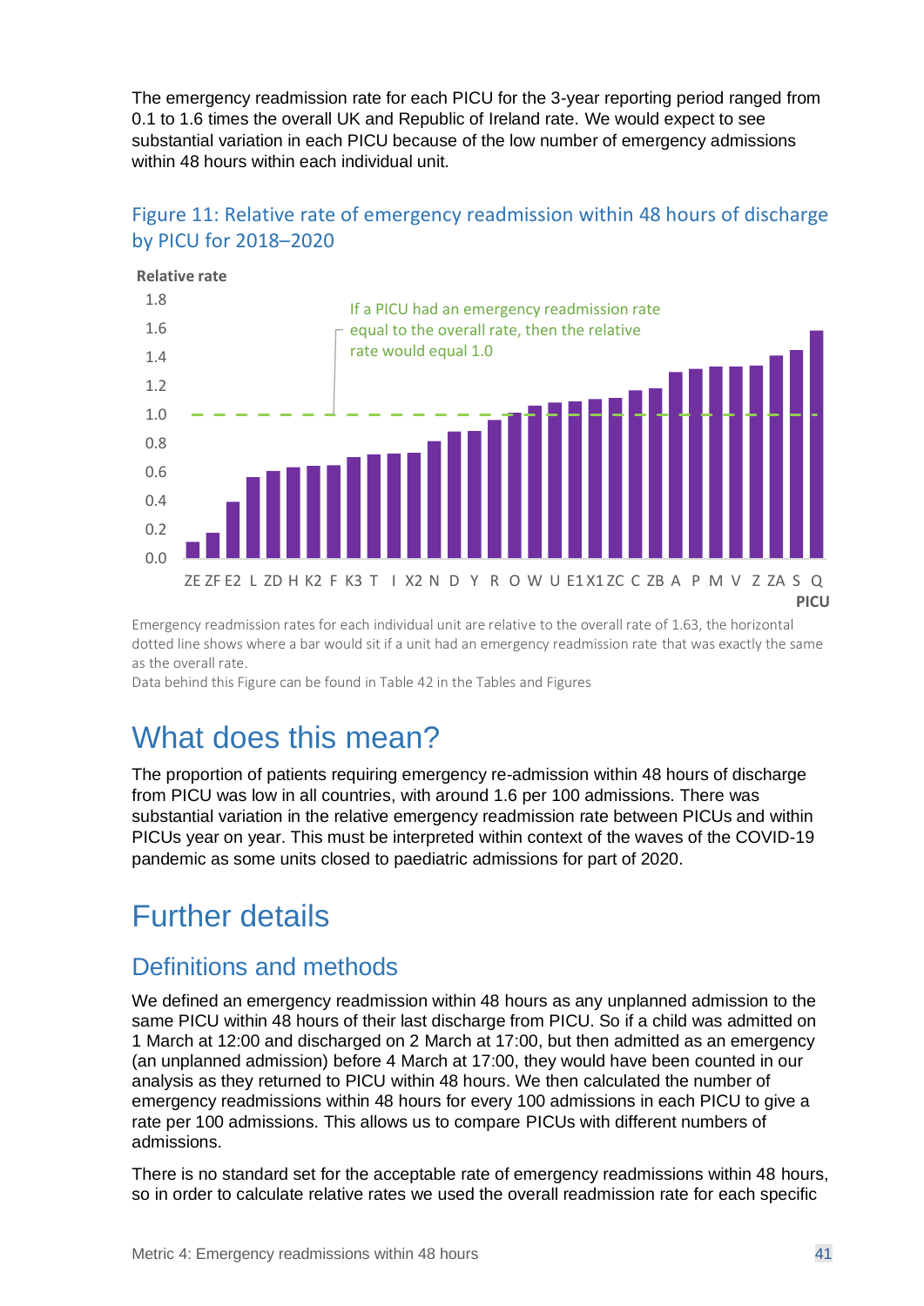The emergency readmission rate for each PICU for the 3-year reporting period ranged from 0.1 to 1.6 times the overall UK and Republic of Ireland rate. We would expect to see substantial variation in each PICU because of the low number of emergency admissions within 48 hours within each individual unit.

## Figure 11: Relative rate of emergency readmission within 48 hours of discharge by PICU for 2018–2020

Emergency readmission rates for each individual unit are relative to the overall rate of 1.63, the horizontal dotted line shows where a bar would sit if a unit had an emergency readmission rate that was exactly the same as the overall rate.

Data behind this Figure can be found in Table 42 in the Tables and Figures

# What does this mean?

The proportion of patients requiring emergency re-admission within 48 hours of discharge from PICU was low in all countries, with around 1.6 per 100 admissions. There was substantial variation in the relative emergency readmission rate between PICUs and within PICUs year on year. This must be interpreted within context of the waves of the COVID-19 pandemic as some units closed to paediatric admissions for part of 2020.

# Further details

## Definitions and methods

We defined an emergency readmission within 48 hours as any unplanned admission to the same PICU within 48 hours of their last discharge from PICU. So if a child was admitted on 1 March at 12:00 and discharged on 2 March at 17:00, but then admitted as an emergency (an unplanned admission) before 4 March at 17:00, they would have been counted in our analysis as they returned to PICU within 48 hours. We then calculated the number of emergency readmissions within 48 hours for every 100 admissions in each PICU to give a rate per 100 admissions. This allows us to compare PICUs with different numbers of admissions.

There is no standard set for the acceptable rate of emergency readmissions within 48 hours, so in order to calculate relative rates we used the overall readmission rate for each specific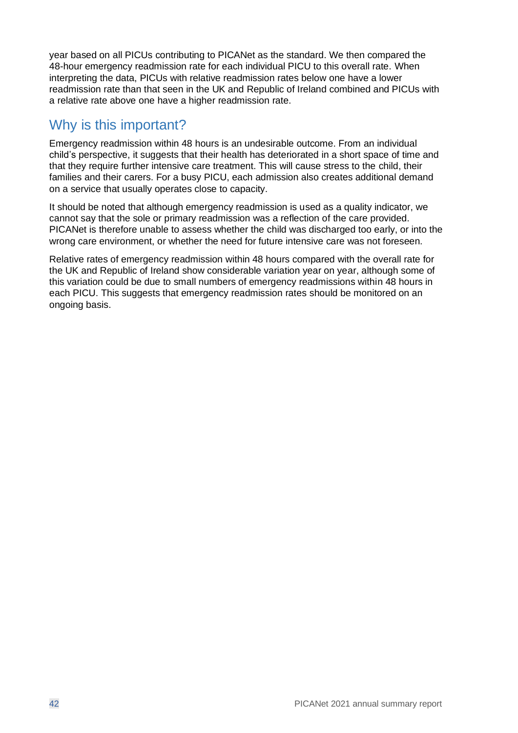year based on all PICUs contributing to PICANet as the standard. We then compared the 48-hour emergency readmission rate for each individual PICU to this overall rate. When interpreting the data, PICUs with relative readmission rates below one have a lower readmission rate than that seen in the UK and Republic of Ireland combined and PICUs with a relative rate above one have a higher readmission rate.

## Why is this important?

Emergency readmission within 48 hours is an undesirable outcome. From an individual child's perspective, it suggests that their health has deteriorated in a short space of time and that they require further intensive care treatment. This will cause stress to the child, their families and their carers. For a busy PICU, each admission also creates additional demand on a service that usually operates close to capacity.

It should be noted that although emergency readmission is used as a quality indicator, we cannot say that the sole or primary readmission was a reflection of the care provided. PICANet is therefore unable to assess whether the child was discharged too early, or into the wrong care environment, or whether the need for future intensive care was not foreseen.

Relative rates of emergency readmission within 48 hours compared with the overall rate for the UK and Republic of Ireland show considerable variation year on year, although some of this variation could be due to small numbers of emergency readmissions within 48 hours in each PICU. This suggests that emergency readmission rates should be monitored on an ongoing basis.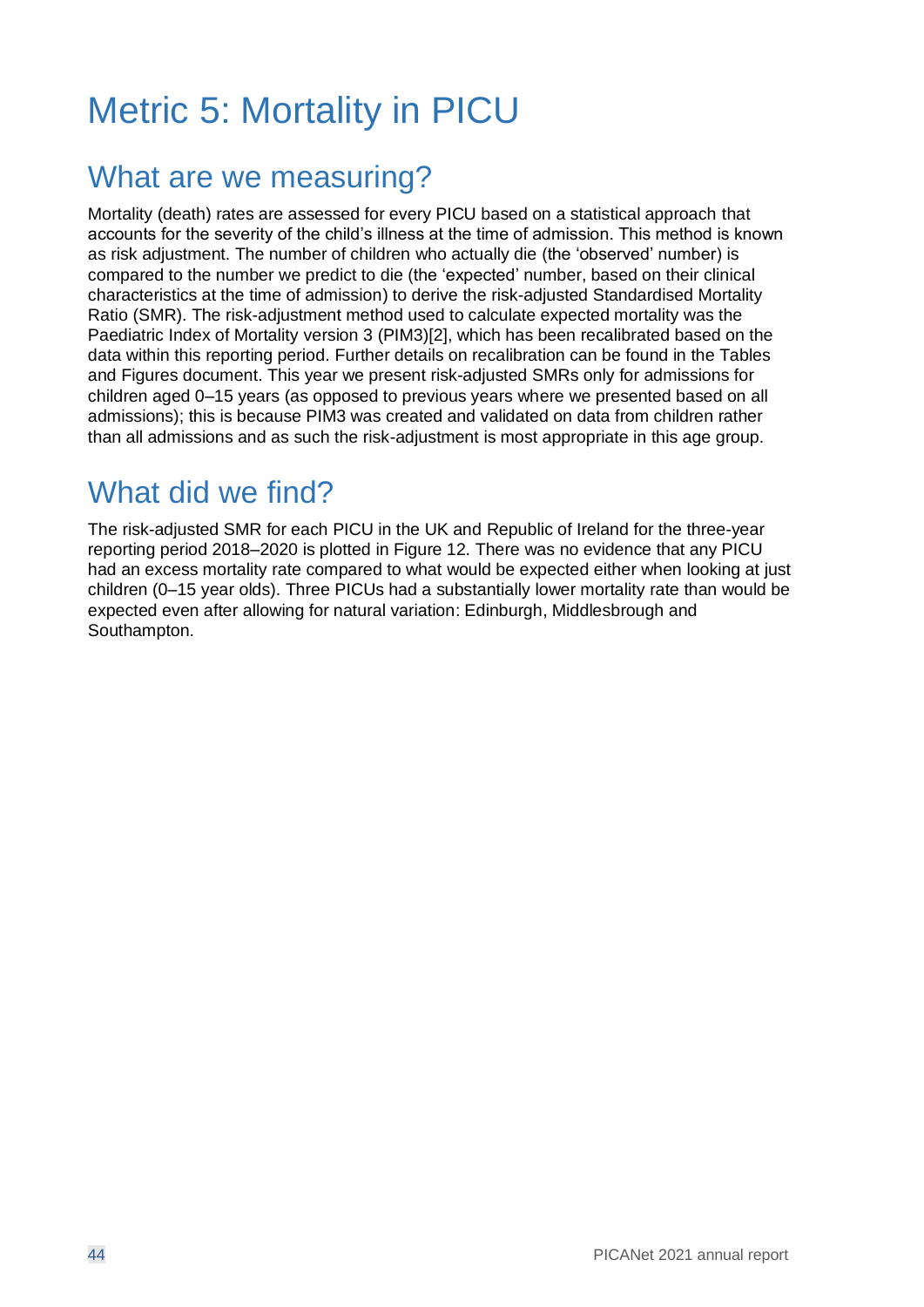# Metric 5: Mortality in PICU

## What are we measuring?

Mortality (death) rates are assessed for every PICU based on a statistical approach that accounts for the severity of the child's illness at the time of admission. This method is known as risk adjustment. The number of children who actually die (the 'observed' number) is compared to the number we predict to die (the 'expected' number, based on their clinical characteristics at the time of admission) to derive the risk-adjusted Standardised Mortality Ratio (SMR). The risk-adjustment method used to calculate expected mortality was the Paediatric Index of Mortality version 3 (PIM3)[2], which has been recalibrated based on the data within this reporting period. Further details on recalibration can be found in the Tables and Figures document. This year we present risk-adjusted SMRs only for admissions for children aged 0–15 years (as opposed to previous years where we presented based on all admissions); this is because PIM3 was created and validated on data from children rather than all admissions and as such the risk-adjustment is most appropriate in this age group.

## What did we find?

The risk-adjusted SMR for each PICU in the UK and Republic of Ireland for the three-year reporting period 2018–2020 is plotted in Figure 12. There was no evidence that any PICU had an excess mortality rate compared to what would be expected either when looking at just children (0–15 year olds). Three PICUs had a substantially lower mortality rate than would be expected even after allowing for natural variation: Edinburgh, Middlesbrough and Southampton.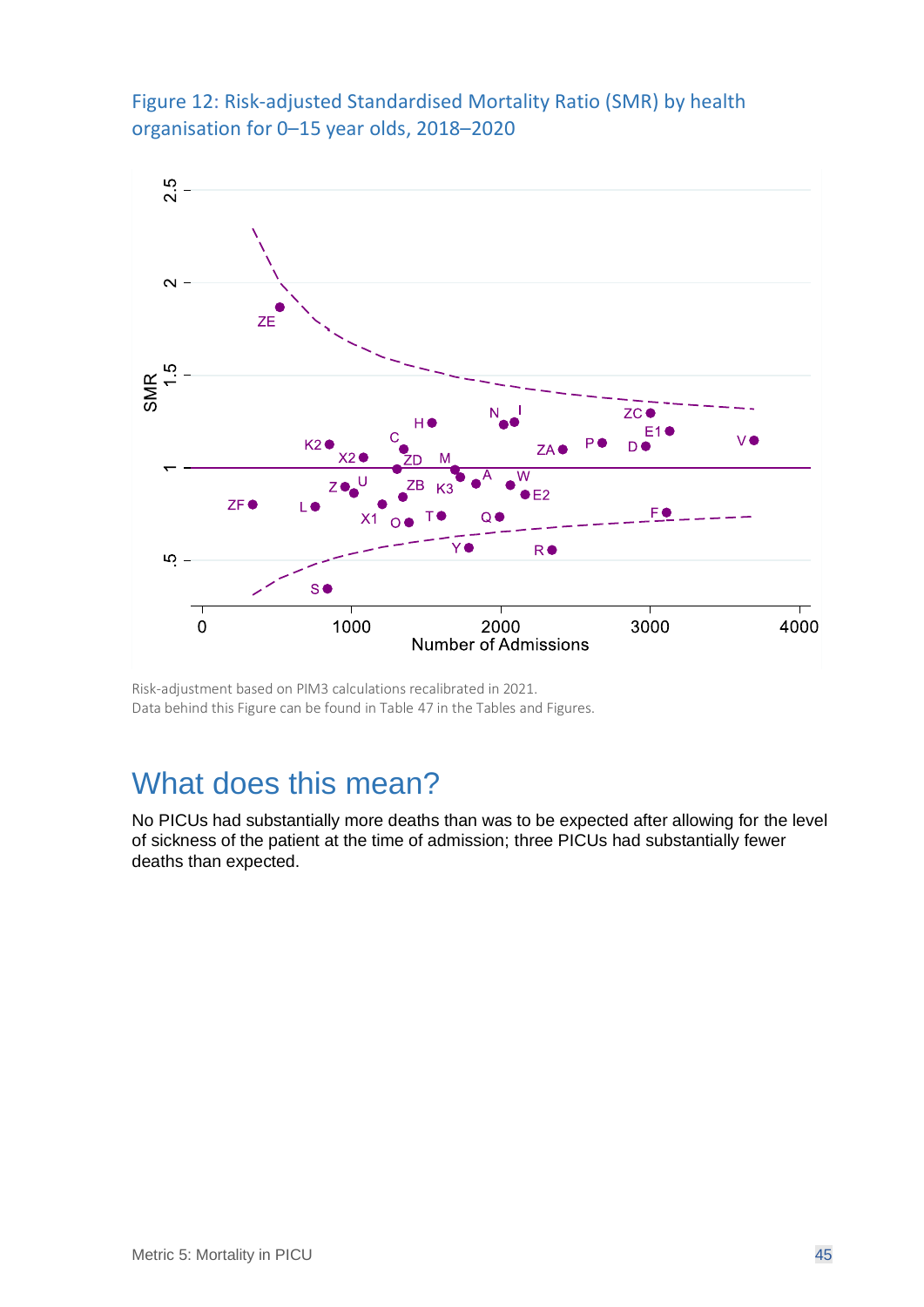Figure 12: Risk-adjusted Standardised Mortality Ratio (SMR) by health organisation for 0–15 year olds, 2018–2020

Risk-adjustment based on PIM3 calculations recalibrated in 2021.
Data behind this Figure can be found in Table 47 in the Tables and Figures.

# What does this mean?

No PICUs had substantially more deaths than was to be expected after allowing for the level of sickness of the patient at the time of admission; three PICUs had substantially fewer deaths than expected.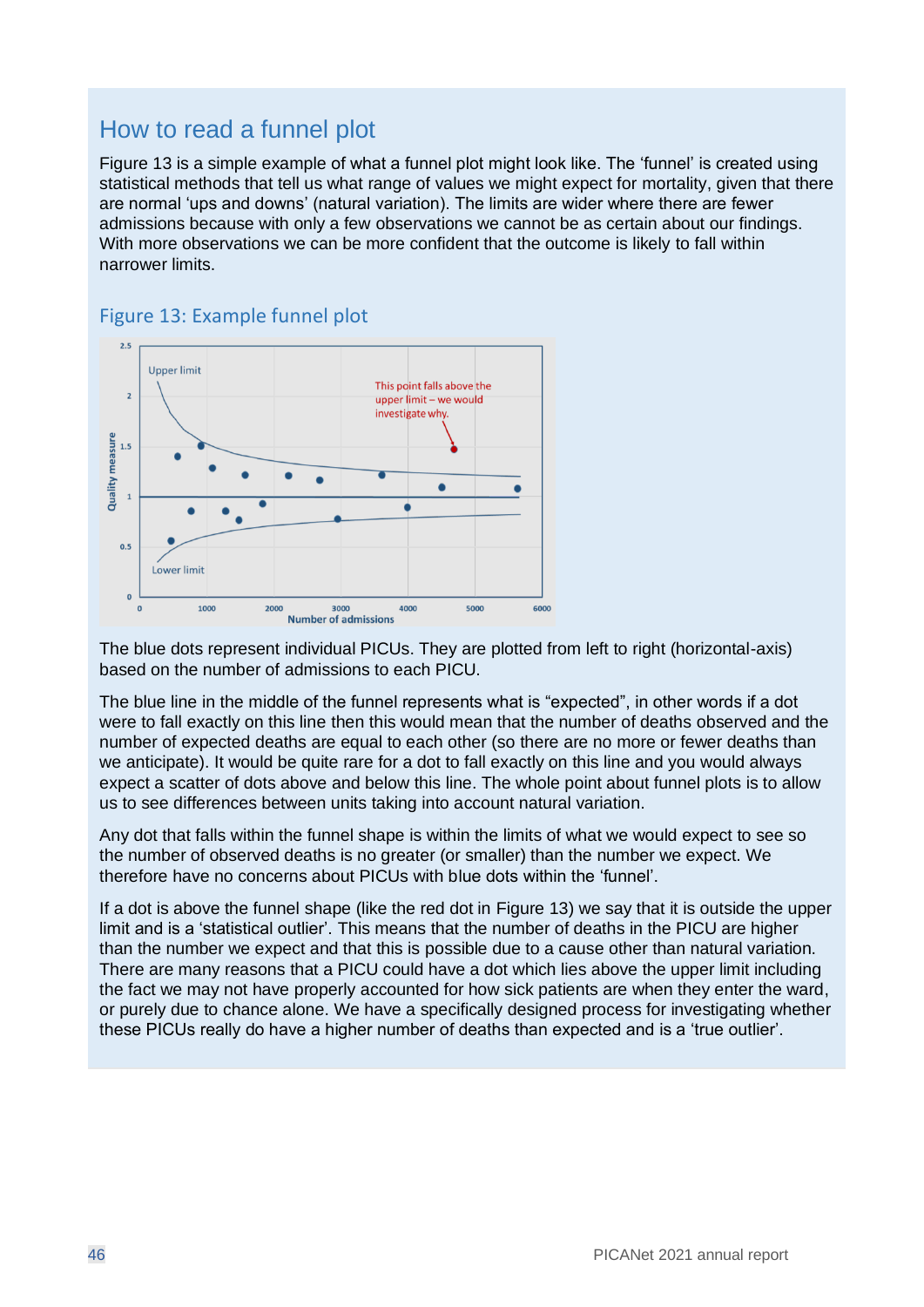## How to read a funnel plot

Figure 13 is a simple example of what a funnel plot might look like. The 'funnel' is created using statistical methods that tell us what range of values we might expect for mortality, given that there are normal 'ups and downs' (natural variation). The limits are wider where there are fewer admissions because with only a few observations we cannot be as certain about our findings. With more observations we can be more confident that the outcome is likely to fall within narrower limits.

### Figure 13: Example funnel plot

The blue dots represent individual PICUs. They are plotted from left to right (horizontal-axis) based on the number of admissions to each PICU.

The blue line in the middle of the funnel represents what is "expected", in other words if a dot were to fall exactly on this line then this would mean that the number of deaths observed and the number of expected deaths are equal to each other (so there are no more or fewer deaths than we anticipate). It would be quite rare for a dot to fall exactly on this line and you would always expect a scatter of dots above and below this line. The whole point about funnel plots is to allow us to see differences between units taking into account natural variation.

Any dot that falls within the funnel shape is within the limits of what we would expect to see so the number of observed deaths is no greater (or smaller) than the number we expect. We therefore have no concerns about PICUs with blue dots within the 'funnel'.

If a dot is above the funnel shape (like the red dot in Figure 13) we say that it is outside the upper limit and is a 'statistical outlier'. This means that the number of deaths in the PICU are higher than the number we expect and that this is possible due to a cause other than natural variation. There are many reasons that a PICU could have a dot which lies above the upper limit including the fact we may not have properly accounted for how sick patients are when they enter the ward, or purely due to chance alone. We have a specifically designed process for investigating whether these PICUs really do have a higher number of deaths than expected and is a 'true outlier'.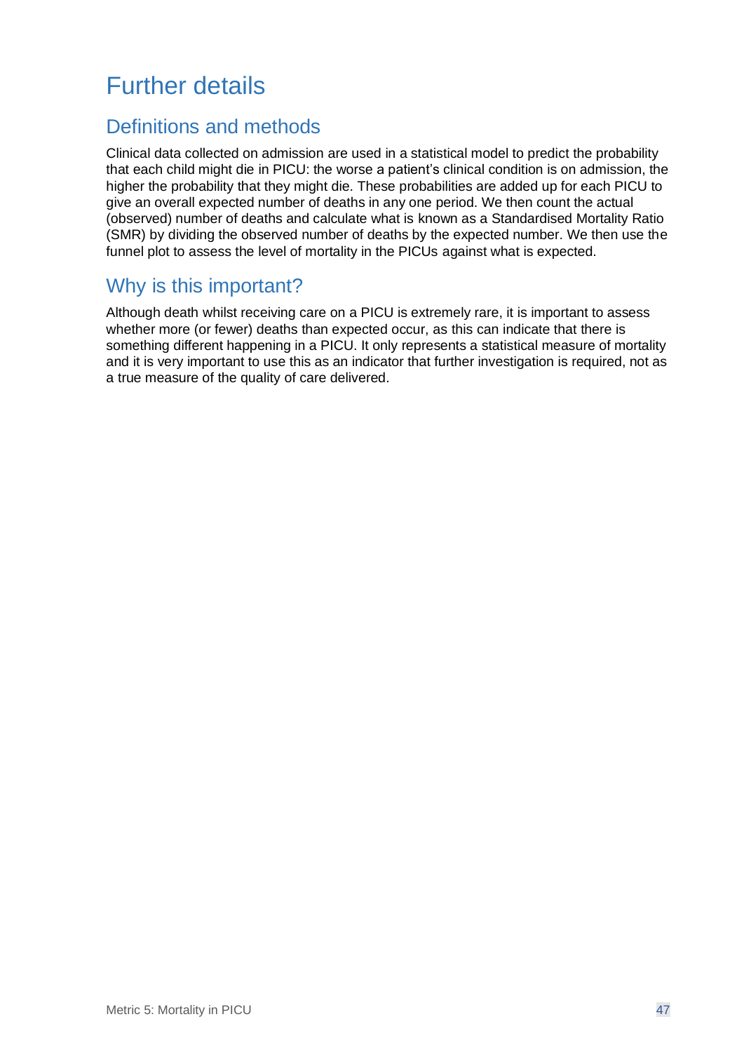# Further details

## Definitions and methods

Clinical data collected on admission are used in a statistical model to predict the probability that each child might die in PICU: the worse a patient's clinical condition is on admission, the higher the probability that they might die. These probabilities are added up for each PICU to give an overall expected number of deaths in any one period. We then count the actual (observed) number of deaths and calculate what is known as a Standardised Mortality Ratio (SMR) by dividing the observed number of deaths by the expected number. We then use the funnel plot to assess the level of mortality in the PICUs against what is expected.

## Why is this important?

Although death whilst receiving care on a PICU is extremely rare, it is important to assess whether more (or fewer) deaths than expected occur, as this can indicate that there is something different happening in a PICU. It only represents a statistical measure of mortality and it is very important to use this as an indicator that further investigation is required, not as a true measure of the quality of care delivered.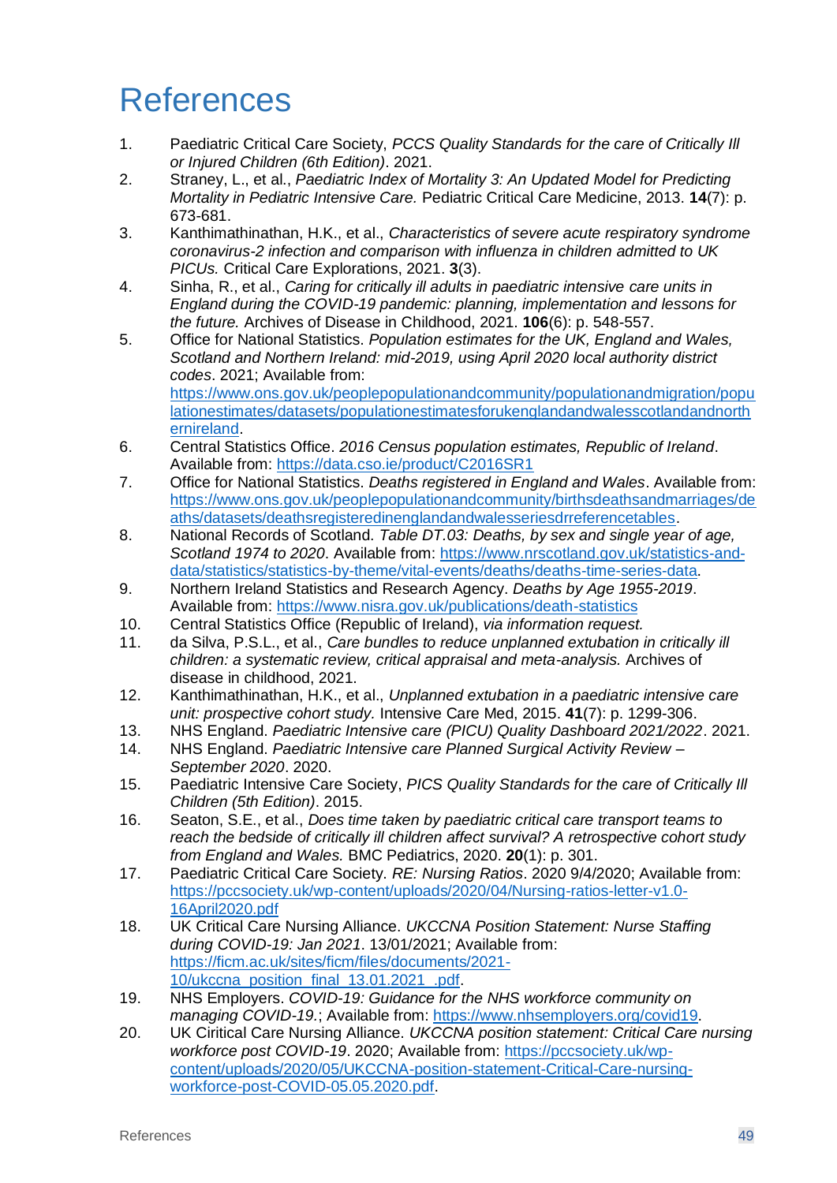# References

1. Paediatric Critical Care Society, *PCCS Quality Standards for the care of Critically Ill or Injured Children (6th Edition)*. 2021.
2. Straney, L., et al., *Paediatric Index of Mortality 3: An Updated Model for Predicting Mortality in Pediatric Intensive Care.* Pediatric Critical Care Medicine, 2013. **14**(7): p. 673-681.
3. Kanthimathinathan, H.K., et al., *Characteristics of severe acute respiratory syndrome coronavirus-2 infection and comparison with influenza in children admitted to UK PICUs.* Critical Care Explorations, 2021. **3**(3).
4. Sinha, R., et al., *Caring for critically ill adults in paediatric intensive care units in England during the COVID-19 pandemic: planning, implementation and lessons for the future.* Archives of Disease in Childhood, 2021. **106**(6): p. 548-557.
5. Office for National Statistics. *Population estimates for the UK, England and Wales, Scotland and Northern Ireland: mid-2019, using April 2020 local authority district codes*. 2021; Available from: https://www.ons.gov.uk/peoplepopulationandcommunity/populationandmigration/populationestimates/datasets/populationestimatesforukenglandandwalesscotlandandnorthernireland.
6. Central Statistics Office. *2016 Census population estimates, Republic of Ireland*. Available from: https://data.cso.ie/product/C2016SR1
7. Office for National Statistics. *Deaths registered in England and Wales*. Available from: https://www.ons.gov.uk/peoplepopulationandcommunity/birthsdeathsandmarriages/deaths/datasets/deathsregisteredinenglandandwalesseriesdrreferencetables.
8. National Records of Scotland. *Table DT.03: Deaths, by sex and single year of age, Scotland 1974 to 2020*. Available from: https://www.nrscotland.gov.uk/statistics-and-data/statistics/statistics-by-theme/vital-events/deaths/deaths-time-series-data.
9. Northern Ireland Statistics and Research Agency. *Deaths by Age 1955-2019*. Available from: https://www.nisra.gov.uk/publications/death-statistics
10. Central Statistics Office (Republic of Ireland), *via information request.*
11. da Silva, P.S.L., et al., *Care bundles to reduce unplanned extubation in critically ill children: a systematic review, critical appraisal and meta-analysis.* Archives of disease in childhood, 2021.
12. Kanthimathinathan, H.K., et al., *Unplanned extubation in a paediatric intensive care unit: prospective cohort study.* Intensive Care Med, 2015. **41**(7): p. 1299-306.
13. NHS England. *Paediatric Intensive care (PICU) Quality Dashboard 2021/2022*. 2021.
14. NHS England. *Paediatric Intensive care Planned Surgical Activity Review – September 2020*. 2020.
15. Paediatric Intensive Care Society, *PICS Quality Standards for the care of Critically Ill Children (5th Edition)*. 2015.
16. Seaton, S.E., et al., *Does time taken by paediatric critical care transport teams to reach the bedside of critically ill children affect survival? A retrospective cohort study from England and Wales.* BMC Pediatrics, 2020. **20**(1): p. 301.
17. Paediatric Critical Care Society. *RE: Nursing Ratios*. 2020 9/4/2020; Available from: https://pccsociety.uk/wp-content/uploads/2020/04/Nursing-ratios-letter-v1.0-16April2020.pdf
18. UK Critical Care Nursing Alliance. *UKCCNA Position Statement: Nurse Staffing during COVID-19: Jan 2021*. 13/01/2021; Available from: https://ficm.ac.uk/sites/ficm/files/documents/2021-10/ukccna_position_final_13.01.2021_.pdf.
19. NHS Employers. *COVID-19: Guidance for the NHS workforce community on managing COVID-19.*; Available from: https://www.nhsemployers.org/covid19.
20. UK Ciritical Care Nursing Alliance. *UKCCNA position statement: Critical Care nursing workforce post COVID-19*. 2020; Available from: https://pccsociety.uk/wp-content/uploads/2020/05/UKCCNA-position-statement-Critical-Care-nursing-workforce-post-COVID-05.05.2020.pdf.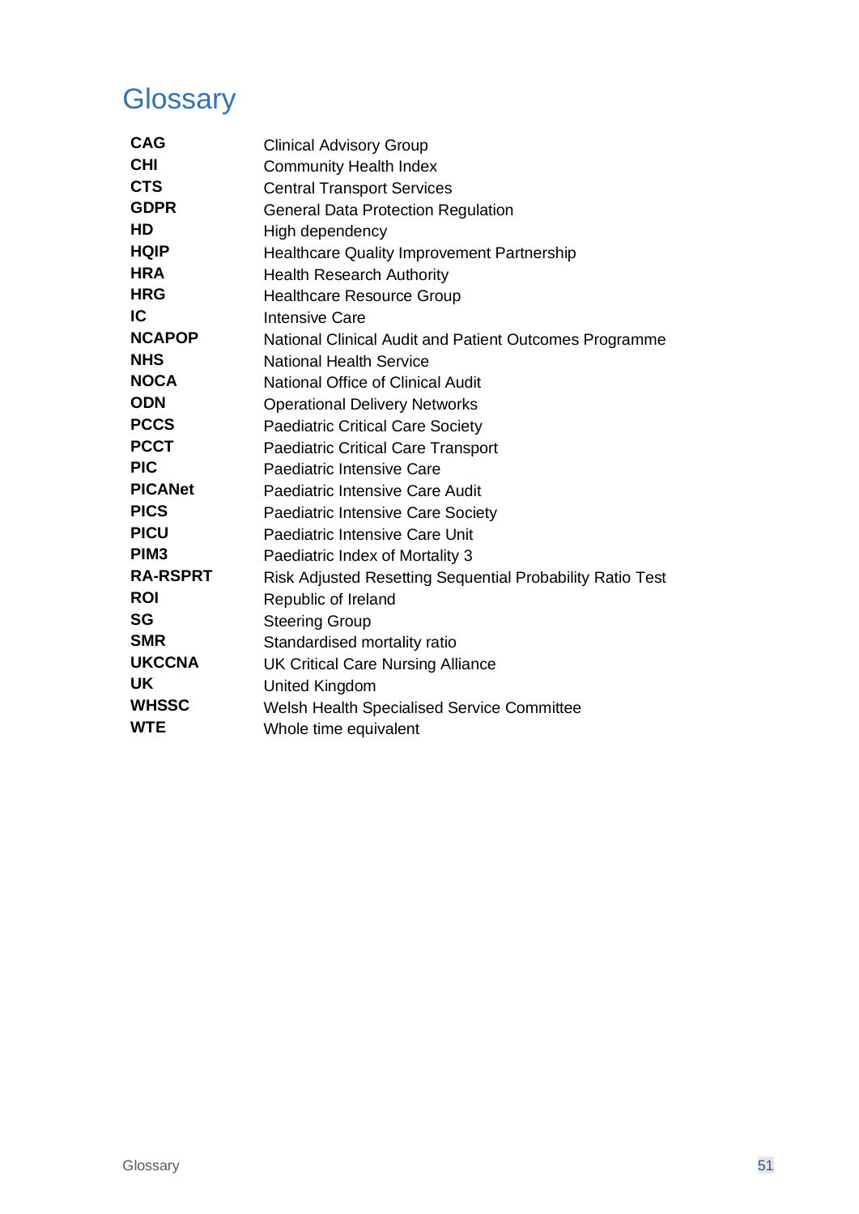# Glossary

| | |
|---|---|
| **CAG** | Clinical Advisory Group |
| **CHI** | Community Health Index |
| **CTS** | Central Transport Services |
| **GDPR** | General Data Protection Regulation |
| **HD** | High dependency |
| **HQIP** | Healthcare Quality Improvement Partnership |
| **HRA** | Health Research Authority |
| **HRG** | Healthcare Resource Group |
| **IC** | Intensive Care |
| **NCAPOP** | National Clinical Audit and Patient Outcomes Programme |
| **NHS** | National Health Service |
| **NOCA** | National Office of Clinical Audit |
| **ODN** | Operational Delivery Networks |
| **PCCS** | Paediatric Critical Care Society |
| **PCCT** | Paediatric Critical Care Transport |
| **PIC** | Paediatric Intensive Care |
| **PICANet** | Paediatric Intensive Care Audit |
| **PICS** | Paediatric Intensive Care Society |
| **PICU** | Paediatric Intensive Care Unit |
| **PIM3** | Paediatric Index of Mortality 3 |
| **RA-RSPRT** | Risk Adjusted Resetting Sequential Probability Ratio Test |
| **ROI** | Republic of Ireland |
| **SG** | Steering Group |
| **SMR** | Standardised mortality ratio |
| **UKCCNA** | UK Critical Care Nursing Alliance |
| **UK** | United Kingdom |
| **WHSSC** | Welsh Health Specialised Service Committee |
| **WTE** | Whole time equivalent |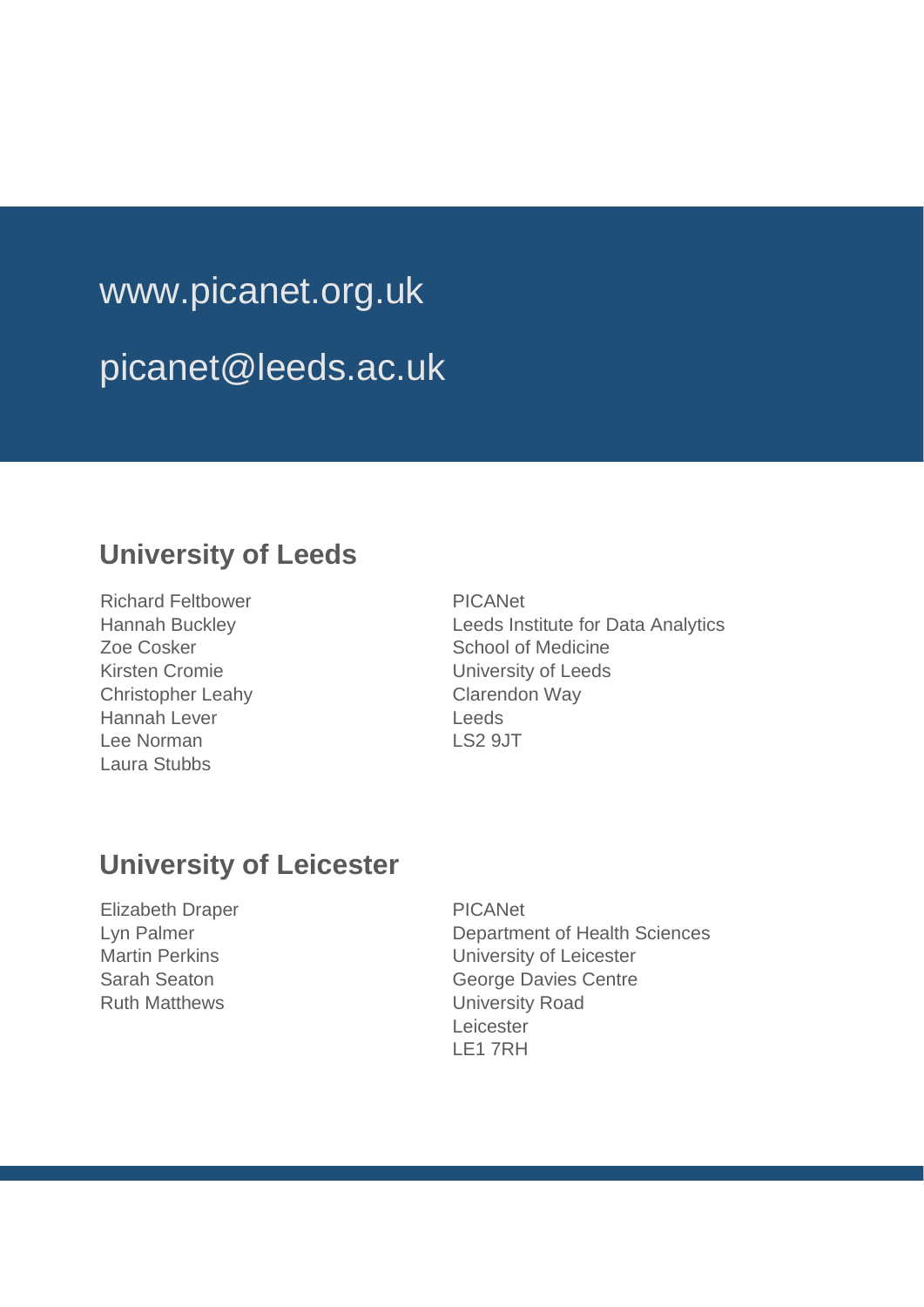www.picanet.org.uk

picanet@leeds.ac.uk

## University of Leeds

Richard Feltbower
Hannah Buckley
Zoe Cosker
Kirsten Cromie
Christopher Leahy
Hannah Lever
Lee Norman
Laura Stubbs

PICANet
Leeds Institute for Data Analytics
School of Medicine
University of Leeds
Clarendon Way
Leeds
LS2 9JT

## University of Leicester

Elizabeth Draper
Lyn Palmer
Martin Perkins
Sarah Seaton
Ruth Matthews

PICANet
Department of Health Sciences
University of Leicester
George Davies Centre
University Road
Leicester
LE1 7RH